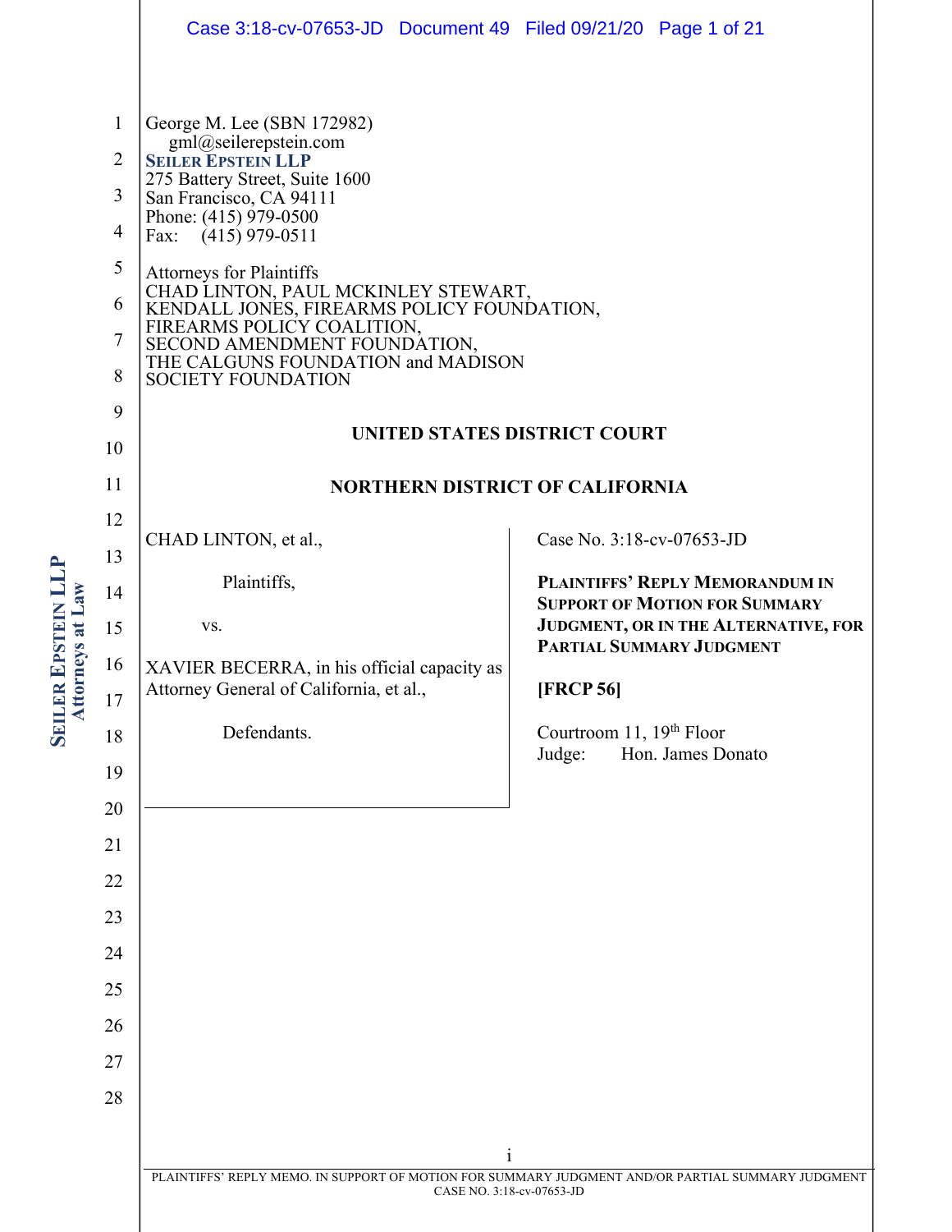George M. Lee (SBN 172982)
gml@seilerepstein.com
**SEILER EPSTEIN LLP**
275 Battery Street, Suite 1600
San Francisco, CA 94111
Phone: (415) 979-0500
Fax: (415) 979-0511

Attorneys for Plaintiffs
CHAD LINTON, PAUL MCKINLEY STEWART,
KENDALL JONES, FIREARMS POLICY FOUNDATION,
FIREARMS POLICY COALITION,
SECOND AMENDMENT FOUNDATION,
THE CALGUNS FOUNDATION and MADISON
SOCIETY FOUNDATION

**UNITED STATES DISTRICT COURT**

**NORTHERN DISTRICT OF CALIFORNIA**

CHAD LINTON, et al.,

Plaintiffs,

vs.

XAVIER BECERRA, in his official capacity as Attorney General of California, et al.,

Defendants.

Case No. 3:18-cv-07653-JD

**PLAINTIFFS' REPLY MEMORANDUM IN SUPPORT OF MOTION FOR SUMMARY JUDGMENT, OR IN THE ALTERNATIVE, FOR PARTIAL SUMMARY JUDGMENT**

**[FRCP 56]**

Courtroom 11, 19th Floor
Judge: Hon. James Donato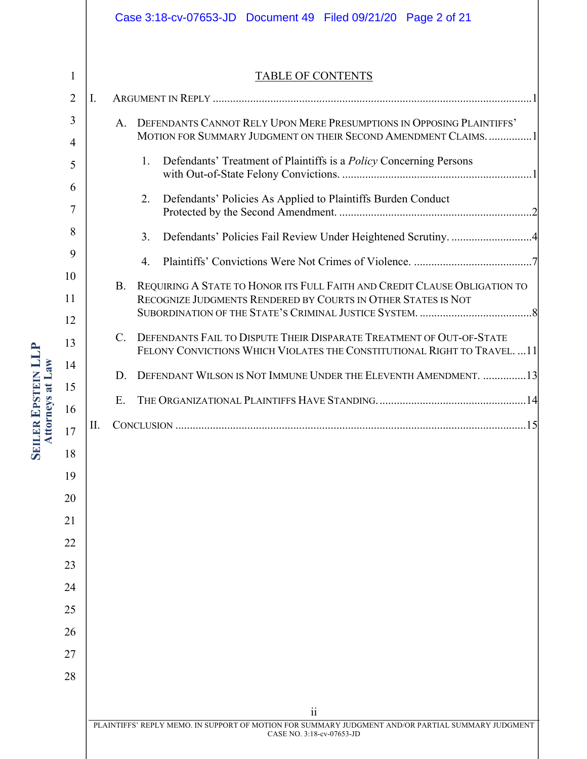# TABLE OF CONTENTS

I. ARGUMENT IN REPLY ....................................................................................................1

A. DEFENDANTS CANNOT RELY UPON MERE PRESUMPTIONS IN OPPOSING PLAINTIFFS' MOTION FOR SUMMARY JUDGMENT ON THEIR SECOND AMENDMENT CLAIMS. ...............1

1. Defendants' Treatment of Plaintiffs is a *Policy* Concerning Persons with Out-of-State Felony Convictions. ..................................................................1

2. Defendants' Policies As Applied to Plaintiffs Burden Conduct Protected by the Second Amendment. ...................................................................2

3. Defendants' Policies Fail Review Under Heightened Scrutiny. ............................4

4. Plaintiffs' Convictions Were Not Crimes of Violence. .........................................7

B. REQUIRING A STATE TO HONOR ITS FULL FAITH AND CREDIT CLAUSE OBLIGATION TO RECOGNIZE JUDGMENTS RENDERED BY COURTS IN OTHER STATES IS NOT SUBORDINATION OF THE STATE'S CRIMINAL JUSTICE SYSTEM. .......................................8

C. DEFENDANTS FAIL TO DISPUTE THEIR DISPARATE TREATMENT OF OUT-OF-STATE FELONY CONVICTIONS WHICH VIOLATES THE CONSTITUTIONAL RIGHT TO TRAVEL. ...11

D. DEFENDANT WILSON IS NOT IMMUNE UNDER THE ELEVENTH AMENDMENT. ...............13

E. THE ORGANIZATIONAL PLAINTIFFS HAVE STANDING. ...................................................14

II. CONCLUSION ........................................................................................................15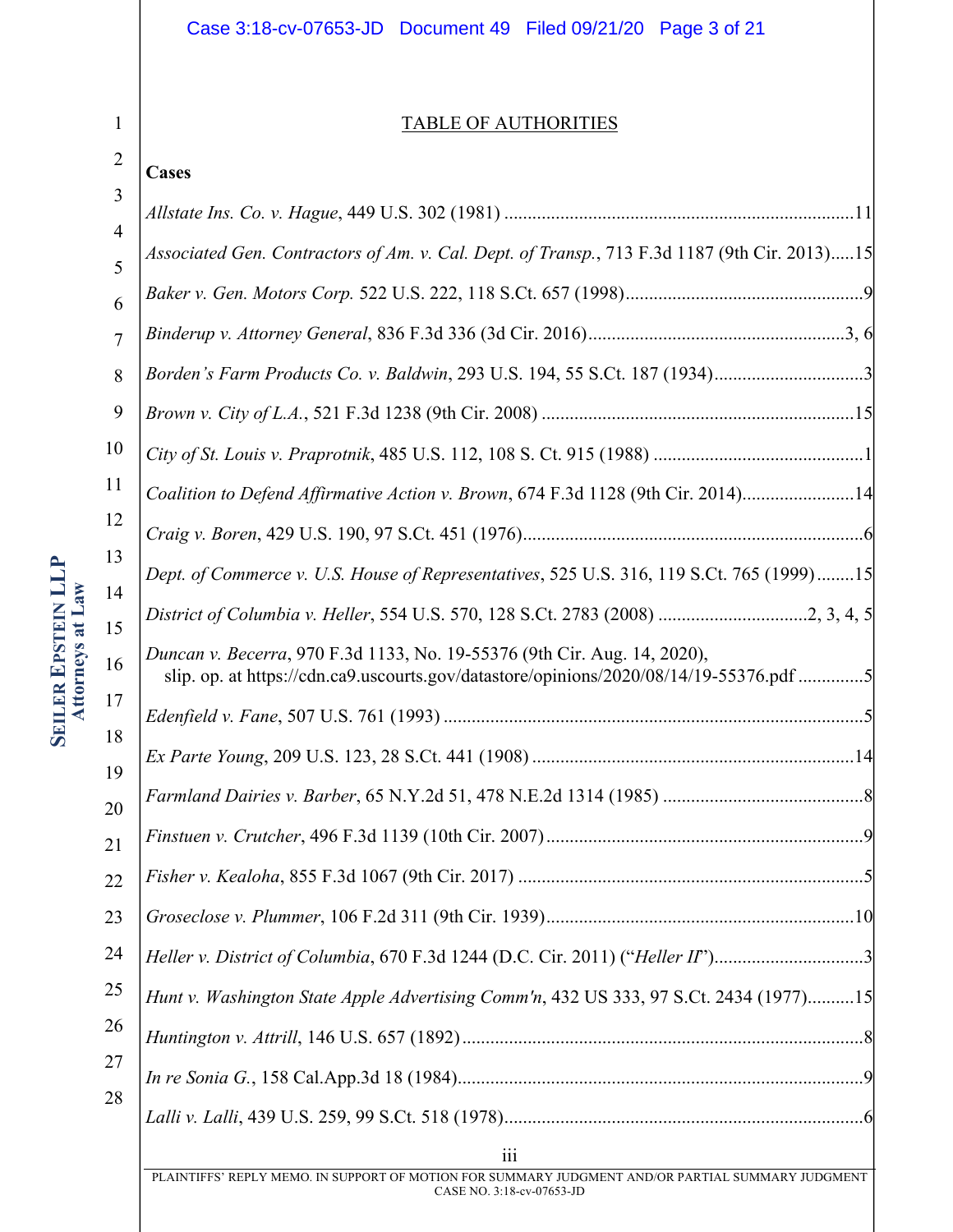## TABLE OF AUTHORITIES

**Cases**

*Allstate Ins. Co. v. Hague*, 449 U.S. 302 (1981) ....................................................................... 11

*Associated Gen. Contractors of Am. v. Cal. Dept. of Transp.*, 713 F.3d 1187 (9th Cir. 2013)..... 15

*Baker v. Gen. Motors Corp.* 522 U.S. 222, 118 S.Ct. 657 (1998)................................................... 9

*Binderup v. Attorney General*, 836 F.3d 336 (3d Cir. 2016)....................................................... 3, 6

*Borden's Farm Products Co. v. Baldwin*, 293 U.S. 194, 55 S.Ct. 187 (1934)................................ 3

*Brown v. City of L.A.*, 521 F.3d 1238 (9th Cir. 2008) ................................................................... 15

*City of St. Louis v. Praprotnik*, 485 U.S. 112, 108 S. Ct. 915 (1988) ............................................. 1

*Coalition to Defend Affirmative Action v. Brown*, 674 F.3d 1128 (9th Cir. 2014)........................ 14

*Craig v. Boren*, 429 U.S. 190, 97 S.Ct. 451 (1976)........................................................................ 6

*Dept. of Commerce v. U.S. House of Representatives*, 525 U.S. 316, 119 S.Ct. 765 (1999)........ 15

*District of Columbia v. Heller*, 554 U.S. 570, 128 S.Ct. 2783 (2008) ................................ 2, 3, 4, 5

*Duncan v. Becerra*, 970 F.3d 1133, No. 19-55376 (9th Cir. Aug. 14, 2020), slip. op. at https://cdn.ca9.uscourts.gov/datastore/opinions/2020/08/14/19-55376.pdf .............. 5

*Edenfield v. Fane*, 507 U.S. 761 (1993) .......................................................................................... 5

*Ex Parte Young*, 209 U.S. 123, 28 S.Ct. 441 (1908) ..................................................................... 14

*Farmland Dairies v. Barber*, 65 N.Y.2d 51, 478 N.E.2d 1314 (1985) ........................................... 8

*Finstuen v. Crutcher*, 496 F.3d 1139 (10th Cir. 2007).................................................................... 9

*Fisher v. Kealoha*, 855 F.3d 1067 (9th Cir. 2017) .......................................................................... 5

*Groseclose v. Plummer*, 106 F.2d 311 (9th Cir. 1939).................................................................. 10

*Heller v. District of Columbia*, 670 F.3d 1244 (D.C. Cir. 2011) ("*Heller II*")................................ 3

*Hunt v. Washington State Apple Advertising Comm'n*, 432 US 333, 97 S.Ct. 2434 (1977).......... 15

*Huntington v. Attrill*, 146 U.S. 657 (1892)...................................................................................... 8

*In re Sonia G.*, 158 Cal.App.3d 18 (1984)....................................................................................... 9

*Lalli v. Lalli*, 439 U.S. 259, 99 S.Ct. 518 (1978)............................................................................. 6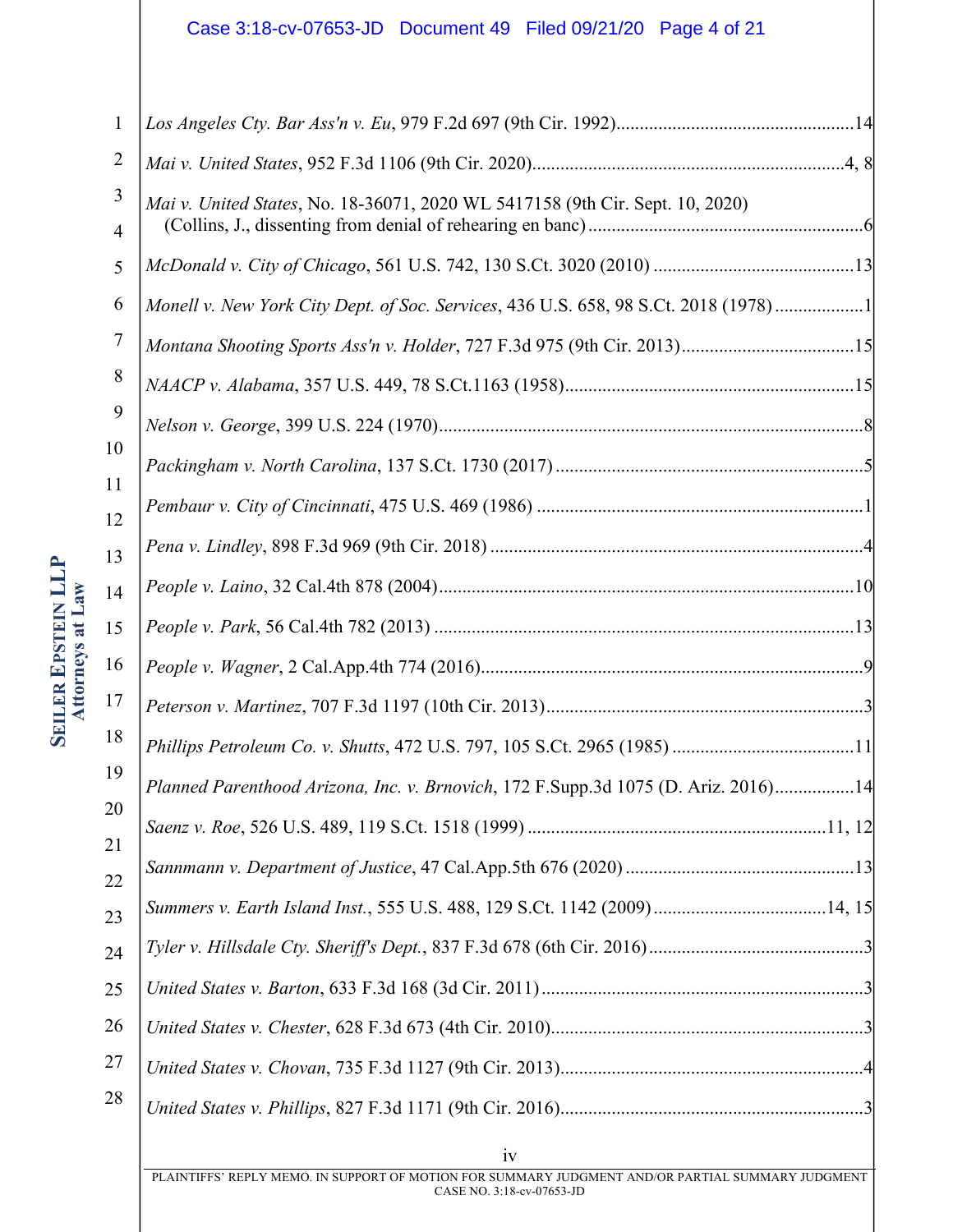*Los Angeles Cty. Bar Ass'n v. Eu*, 979 F.2d 697 (9th Cir. 1992) .......... 14

*Mai v. United States*, 952 F.3d 1106 (9th Cir. 2020) .......... 4, 8

*Mai v. United States*, No. 18-36071, 2020 WL 5417158 (9th Cir. Sept. 10, 2020) (Collins, J., dissenting from denial of rehearing en banc) .......... 6

*McDonald v. City of Chicago*, 561 U.S. 742, 130 S.Ct. 3020 (2010) .......... 13

*Monell v. New York City Dept. of Soc. Services*, 436 U.S. 658, 98 S.Ct. 2018 (1978) .......... 1

*Montana Shooting Sports Ass'n v. Holder*, 727 F.3d 975 (9th Cir. 2013) .......... 15

*NAACP v. Alabama*, 357 U.S. 449, 78 S.Ct.1163 (1958) .......... 15

*Nelson v. George*, 399 U.S. 224 (1970) .......... 8

*Packingham v. North Carolina*, 137 S.Ct. 1730 (2017) .......... 5

*Pembaur v. City of Cincinnati*, 475 U.S. 469 (1986) .......... 1

*Pena v. Lindley*, 898 F.3d 969 (9th Cir. 2018) .......... 4

*People v. Laino*, 32 Cal.4th 878 (2004) .......... 10

*People v. Park*, 56 Cal.4th 782 (2013) .......... 13

*People v. Wagner*, 2 Cal.App.4th 774 (2016) .......... 9

*Peterson v. Martinez*, 707 F.3d 1197 (10th Cir. 2013) .......... 3

*Phillips Petroleum Co. v. Shutts*, 472 U.S. 797, 105 S.Ct. 2965 (1985) .......... 11

*Planned Parenthood Arizona, Inc. v. Brnovich*, 172 F.Supp.3d 1075 (D. Ariz. 2016) .......... 14

*Saenz v. Roe*, 526 U.S. 489, 119 S.Ct. 1518 (1999) .......... 11, 12

*Sannmann v. Department of Justice*, 47 Cal.App.5th 676 (2020) .......... 13

*Summers v. Earth Island Inst.*, 555 U.S. 488, 129 S.Ct. 1142 (2009) .......... 14, 15

*Tyler v. Hillsdale Cty. Sheriff's Dept.*, 837 F.3d 678 (6th Cir. 2016) .......... 3

*United States v. Barton*, 633 F.3d 168 (3d Cir. 2011) .......... 3

*United States v. Chester*, 628 F.3d 673 (4th Cir. 2010) .......... 3

*United States v. Chovan*, 735 F.3d 1127 (9th Cir. 2013) .......... 4

*United States v. Phillips*, 827 F.3d 1171 (9th Cir. 2016) .......... 3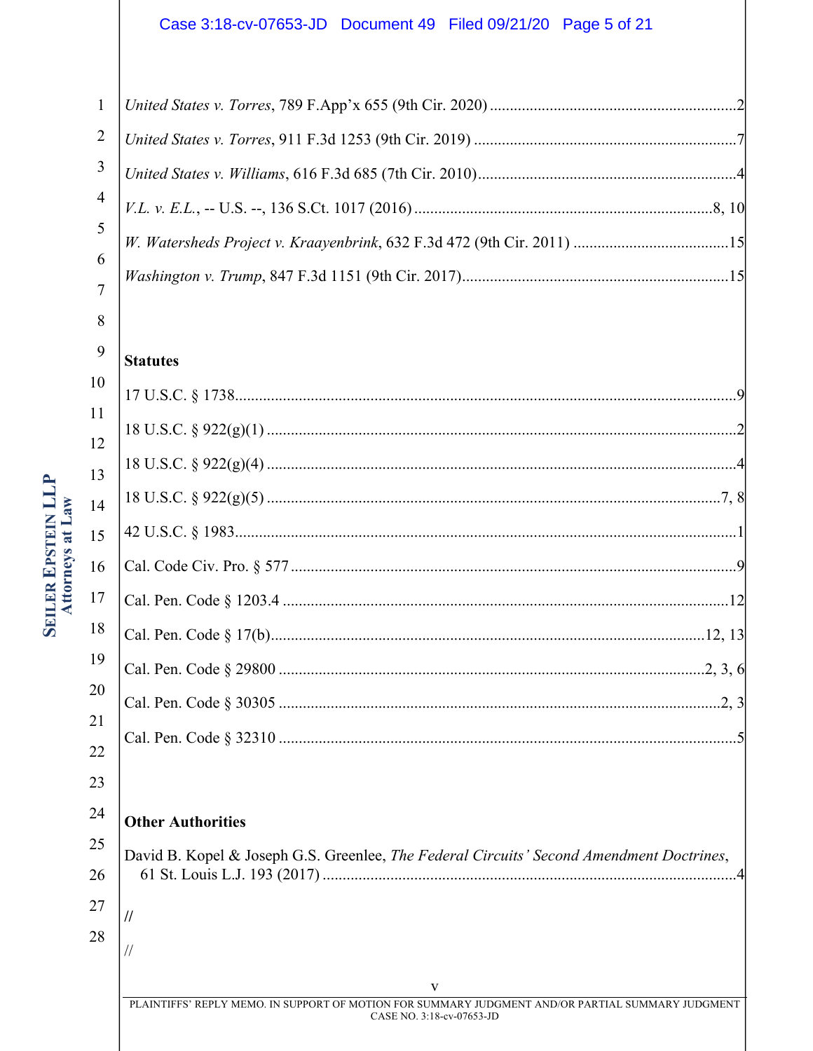*United States v. Torres*, 789 F.App'x 655 (9th Cir. 2020) ............................................................2

*United States v. Torres*, 911 F.3d 1253 (9th Cir. 2019) ..................................................................7

*United States v. Williams*, 616 F.3d 685 (7th Cir. 2010)................................................................4

*V.L. v. E.L.*, -- U.S. --, 136 S.Ct. 1017 (2016) ..........................................................................8, 10

*W. Watersheds Project v. Kraayenbrink*, 632 F.3d 472 (9th Cir. 2011) .......................................15

*Washington v. Trump*, 847 F.3d 1151 (9th Cir. 2017)..................................................................15

**Statutes**

17 U.S.C. § 1738............................................................................................................................9

18 U.S.C. § 922(g)(1) ....................................................................................................................2

18 U.S.C. § 922(g)(4) ....................................................................................................................4

18 U.S.C. § 922(g)(5) .................................................................................................................7, 8

42 U.S.C. § 1983............................................................................................................................1

Cal. Code Civ. Pro. § 577 ...............................................................................................................9

Cal. Pen. Code § 1203.4 ...............................................................................................................12

Cal. Pen. Code § 17(b)...........................................................................................................12, 13

Cal. Pen. Code § 29800 ..........................................................................................................2, 3, 6

Cal. Pen. Code § 30305 ..............................................................................................................2, 3

Cal. Pen. Code § 32310 ..................................................................................................................5

**Other Authorities**

David B. Kopel & Joseph G.S. Greenlee, *The Federal Circuits' Second Amendment Doctrines*, 61 St. Louis L.J. 193 (2017) .......................................................................................................4

//

//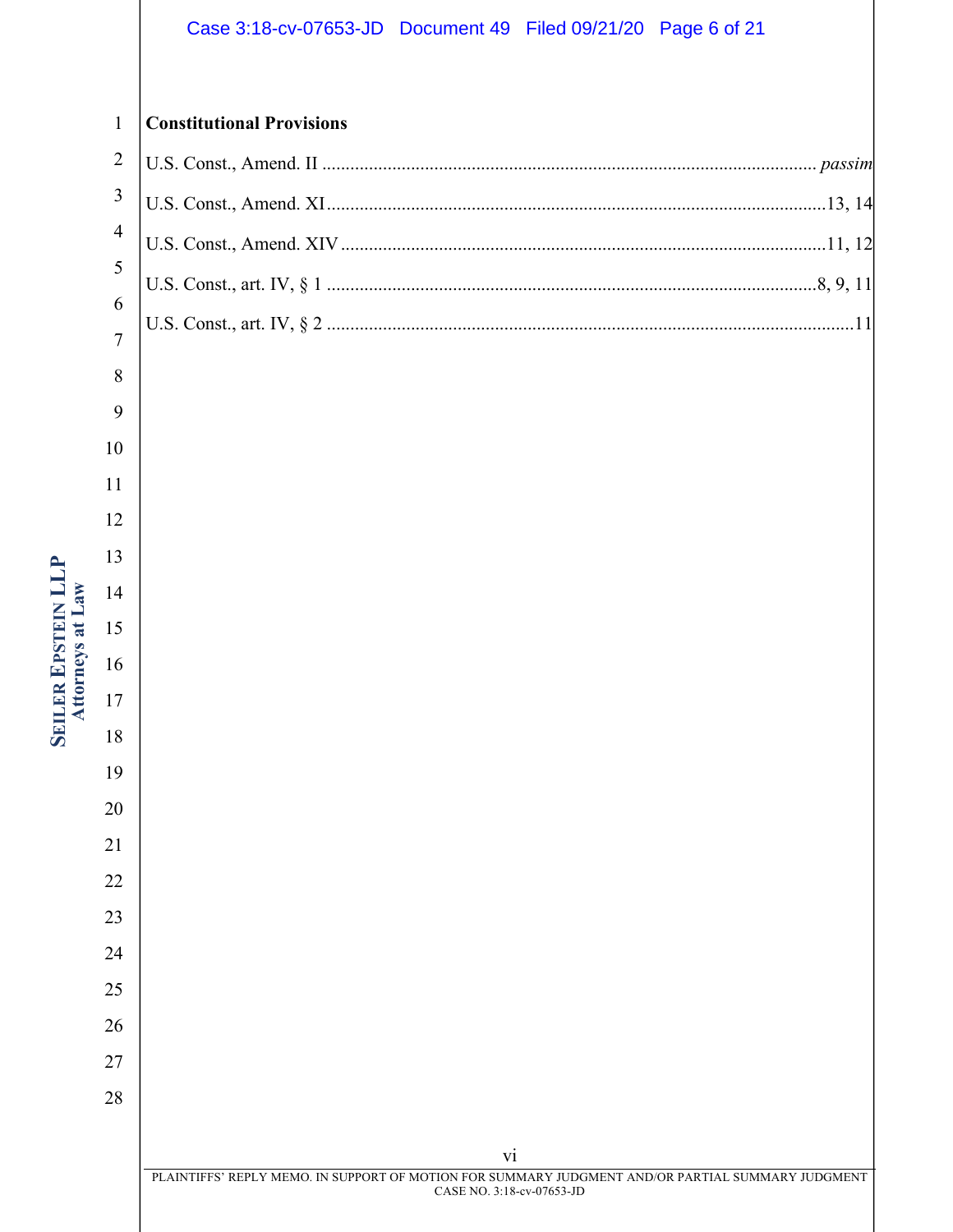**Constitutional Provisions**

U.S. Const., Amend. II ........................................................................................................ *passim*

U.S. Const., Amend. XI........................................................................................................13, 14

U.S. Const., Amend. XIV ......................................................................................................11, 12

U.S. Const., art. IV, § 1 .......................................................................................................8, 9, 11

U.S. Const., art. IV, § 2 ..............................................................................................................11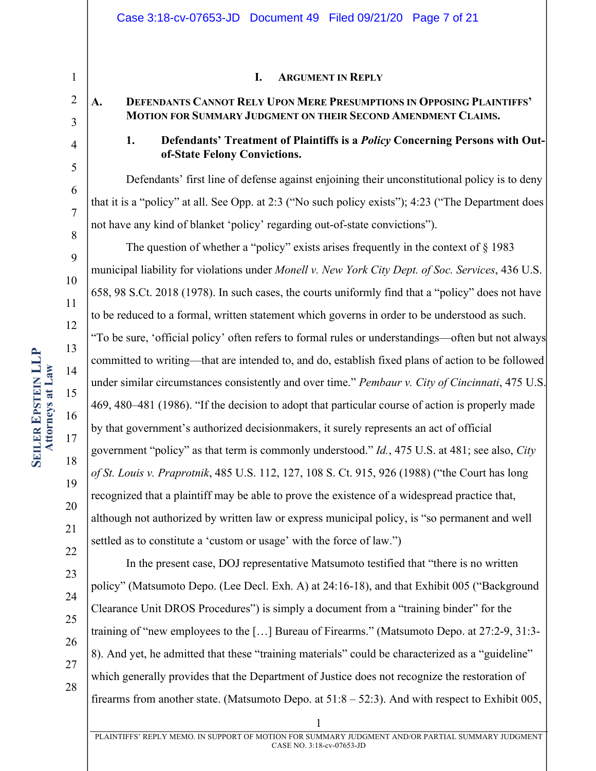## I. ARGUMENT IN REPLY

### A. DEFENDANTS CANNOT RELY UPON MERE PRESUMPTIONS IN OPPOSING PLAINTIFFS' MOTION FOR SUMMARY JUDGMENT ON THEIR SECOND AMENDMENT CLAIMS.

#### 1. Defendants' Treatment of Plaintiffs is a *Policy* Concerning Persons with Out-of-State Felony Convictions.

Defendants' first line of defense against enjoining their unconstitutional policy is to deny that it is a "policy" at all. See Opp. at 2:3 ("No such policy exists"); 4:23 ("The Department does not have any kind of blanket 'policy' regarding out-of-state convictions").

The question of whether a "policy" exists arises frequently in the context of § 1983 municipal liability for violations under *Monell v. New York City Dept. of Soc. Services*, 436 U.S. 658, 98 S.Ct. 2018 (1978). In such cases, the courts uniformly find that a "policy" does not have to be reduced to a formal, written statement which governs in order to be understood as such. "To be sure, 'official policy' often refers to formal rules or understandings—often but not always committed to writing—that are intended to, and do, establish fixed plans of action to be followed under similar circumstances consistently and over time." *Pembaur v. City of Cincinnati*, 475 U.S. 469, 480–481 (1986). "If the decision to adopt that particular course of action is properly made by that government's authorized decisionmakers, it surely represents an act of official government "policy" as that term is commonly understood." *Id.*, 475 U.S. at 481; see also, *City of St. Louis v. Praprotnik*, 485 U.S. 112, 127, 108 S. Ct. 915, 926 (1988) ("the Court has long recognized that a plaintiff may be able to prove the existence of a widespread practice that, although not authorized by written law or express municipal policy, is "so permanent and well settled as to constitute a 'custom or usage' with the force of law.")

In the present case, DOJ representative Matsumoto testified that "there is no written policy" (Matsumoto Depo. (Lee Decl. Exh. A) at 24:16-18), and that Exhibit 005 ("Background Clearance Unit DROS Procedures") is simply a document from a "training binder" for the training of "new employees to the […] Bureau of Firearms." (Matsumoto Depo. at 27:2-9, 31:3-8). And yet, he admitted that these "training materials" could be characterized as a "guideline" which generally provides that the Department of Justice does not recognize the restoration of firearms from another state. (Matsumoto Depo. at 51:8 – 52:3). And with respect to Exhibit 005,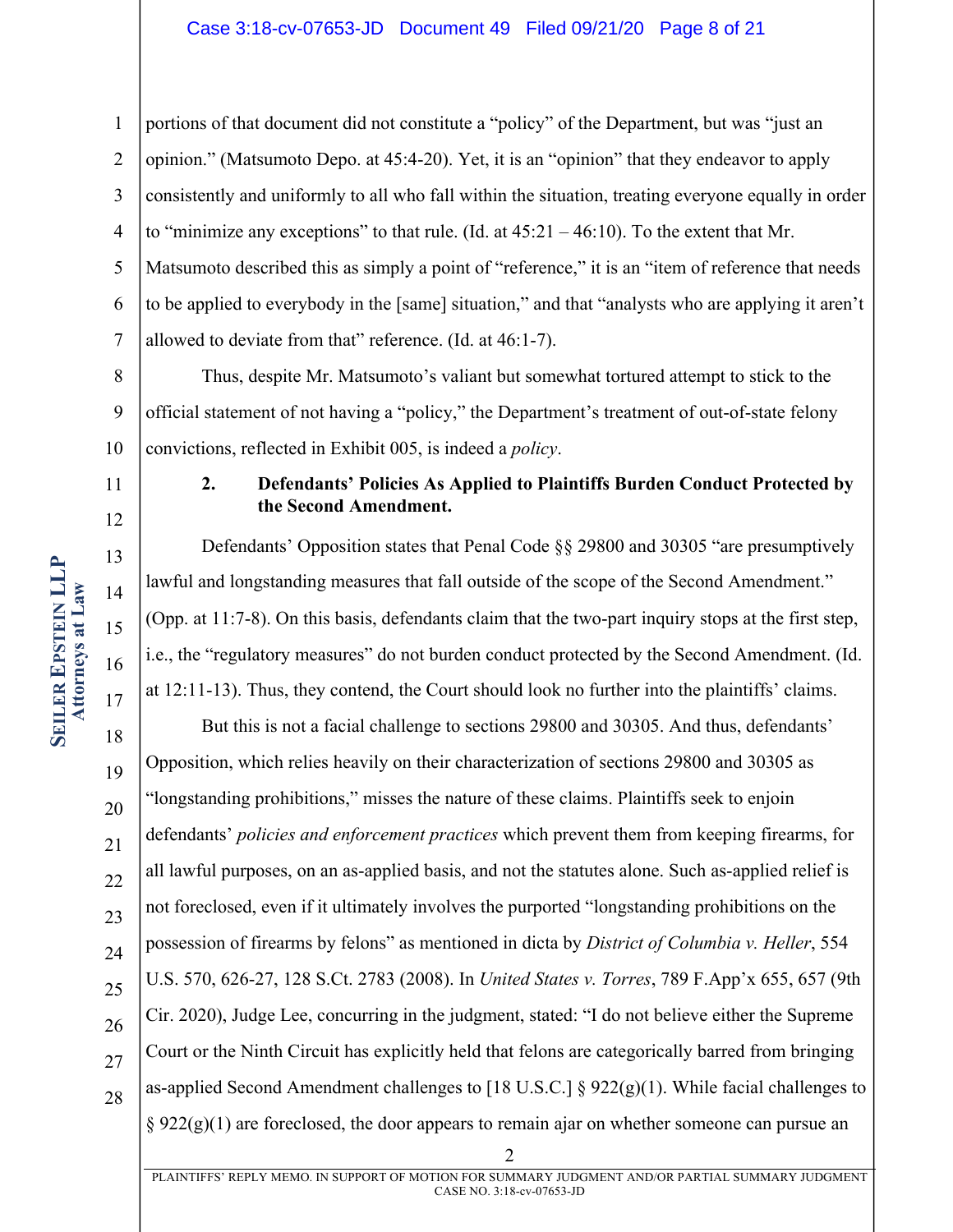portions of that document did not constitute a "policy" of the Department, but was "just an opinion." (Matsumoto Depo. at 45:4-20). Yet, it is an "opinion" that they endeavor to apply consistently and uniformly to all who fall within the situation, treating everyone equally in order to "minimize any exceptions" to that rule. (Id. at 45:21 – 46:10). To the extent that Mr. Matsumoto described this as simply a point of "reference," it is an "item of reference that needs to be applied to everybody in the [same] situation," and that "analysts who are applying it aren't allowed to deviate from that" reference. (Id. at 46:1-7).

Thus, despite Mr. Matsumoto's valiant but somewhat tortured attempt to stick to the official statement of not having a "policy," the Department's treatment of out-of-state felony convictions, reflected in Exhibit 005, is indeed a *policy*.

### 2. Defendants' Policies As Applied to Plaintiffs Burden Conduct Protected by the Second Amendment.

Defendants' Opposition states that Penal Code §§ 29800 and 30305 "are presumptively lawful and longstanding measures that fall outside of the scope of the Second Amendment." (Opp. at 11:7-8). On this basis, defendants claim that the two-part inquiry stops at the first step, i.e., the "regulatory measures" do not burden conduct protected by the Second Amendment. (Id. at 12:11-13). Thus, they contend, the Court should look no further into the plaintiffs' claims.

But this is not a facial challenge to sections 29800 and 30305. And thus, defendants' Opposition, which relies heavily on their characterization of sections 29800 and 30305 as "longstanding prohibitions," misses the nature of these claims. Plaintiffs seek to enjoin defendants' *policies and enforcement practices* which prevent them from keeping firearms, for all lawful purposes, on an as-applied basis, and not the statutes alone. Such as-applied relief is not foreclosed, even if it ultimately involves the purported "longstanding prohibitions on the possession of firearms by felons" as mentioned in dicta by *District of Columbia v. Heller*, 554 U.S. 570, 626-27, 128 S.Ct. 2783 (2008). In *United States v. Torres*, 789 F.App'x 655, 657 (9th Cir. 2020), Judge Lee, concurring in the judgment, stated: "I do not believe either the Supreme Court or the Ninth Circuit has explicitly held that felons are categorically barred from bringing as-applied Second Amendment challenges to [18 U.S.C.] § 922(g)(1). While facial challenges to § 922(g)(1) are foreclosed, the door appears to remain ajar on whether someone can pursue an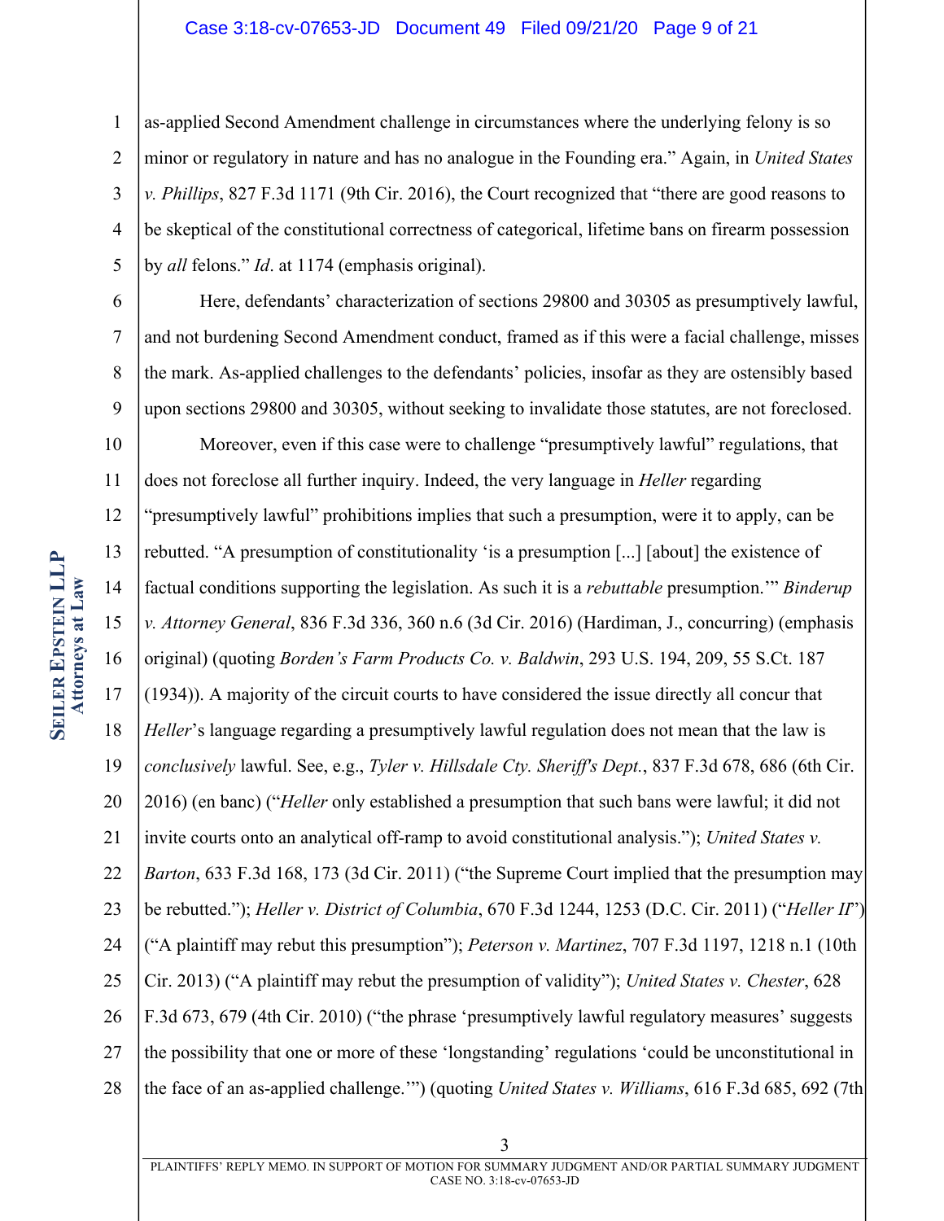as-applied Second Amendment challenge in circumstances where the underlying felony is so minor or regulatory in nature and has no analogue in the Founding era." Again, in *United States v. Phillips*, 827 F.3d 1171 (9th Cir. 2016), the Court recognized that "there are good reasons to be skeptical of the constitutional correctness of categorical, lifetime bans on firearm possession by *all* felons." *Id*. at 1174 (emphasis original).

Here, defendants' characterization of sections 29800 and 30305 as presumptively lawful, and not burdening Second Amendment conduct, framed as if this were a facial challenge, misses the mark. As-applied challenges to the defendants' policies, insofar as they are ostensibly based upon sections 29800 and 30305, without seeking to invalidate those statutes, are not foreclosed.

Moreover, even if this case were to challenge "presumptively lawful" regulations, that does not foreclose all further inquiry. Indeed, the very language in *Heller* regarding "presumptively lawful" prohibitions implies that such a presumption, were it to apply, can be rebutted. "A presumption of constitutionality 'is a presumption [...] [about] the existence of factual conditions supporting the legislation. As such it is a *rebuttable* presumption.'" *Binderup v. Attorney General*, 836 F.3d 336, 360 n.6 (3d Cir. 2016) (Hardiman, J., concurring) (emphasis original) (quoting *Borden's Farm Products Co. v. Baldwin*, 293 U.S. 194, 209, 55 S.Ct. 187 (1934)). A majority of the circuit courts to have considered the issue directly all concur that *Heller*'s language regarding a presumptively lawful regulation does not mean that the law is *conclusively* lawful. See, e.g., *Tyler v. Hillsdale Cty. Sheriff's Dept.*, 837 F.3d 678, 686 (6th Cir. 2016) (en banc) ("*Heller* only established a presumption that such bans were lawful; it did not invite courts onto an analytical off-ramp to avoid constitutional analysis."); *United States v. Barton*, 633 F.3d 168, 173 (3d Cir. 2011) ("the Supreme Court implied that the presumption may be rebutted."); *Heller v. District of Columbia*, 670 F.3d 1244, 1253 (D.C. Cir. 2011) ("*Heller II*") ("A plaintiff may rebut this presumption"); *Peterson v. Martinez*, 707 F.3d 1197, 1218 n.1 (10th Cir. 2013) ("A plaintiff may rebut the presumption of validity"); *United States v. Chester*, 628 F.3d 673, 679 (4th Cir. 2010) ("the phrase 'presumptively lawful regulatory measures' suggests the possibility that one or more of these 'longstanding' regulations 'could be unconstitutional in the face of an as-applied challenge.'") (quoting *United States v. Williams*, 616 F.3d 685, 692 (7th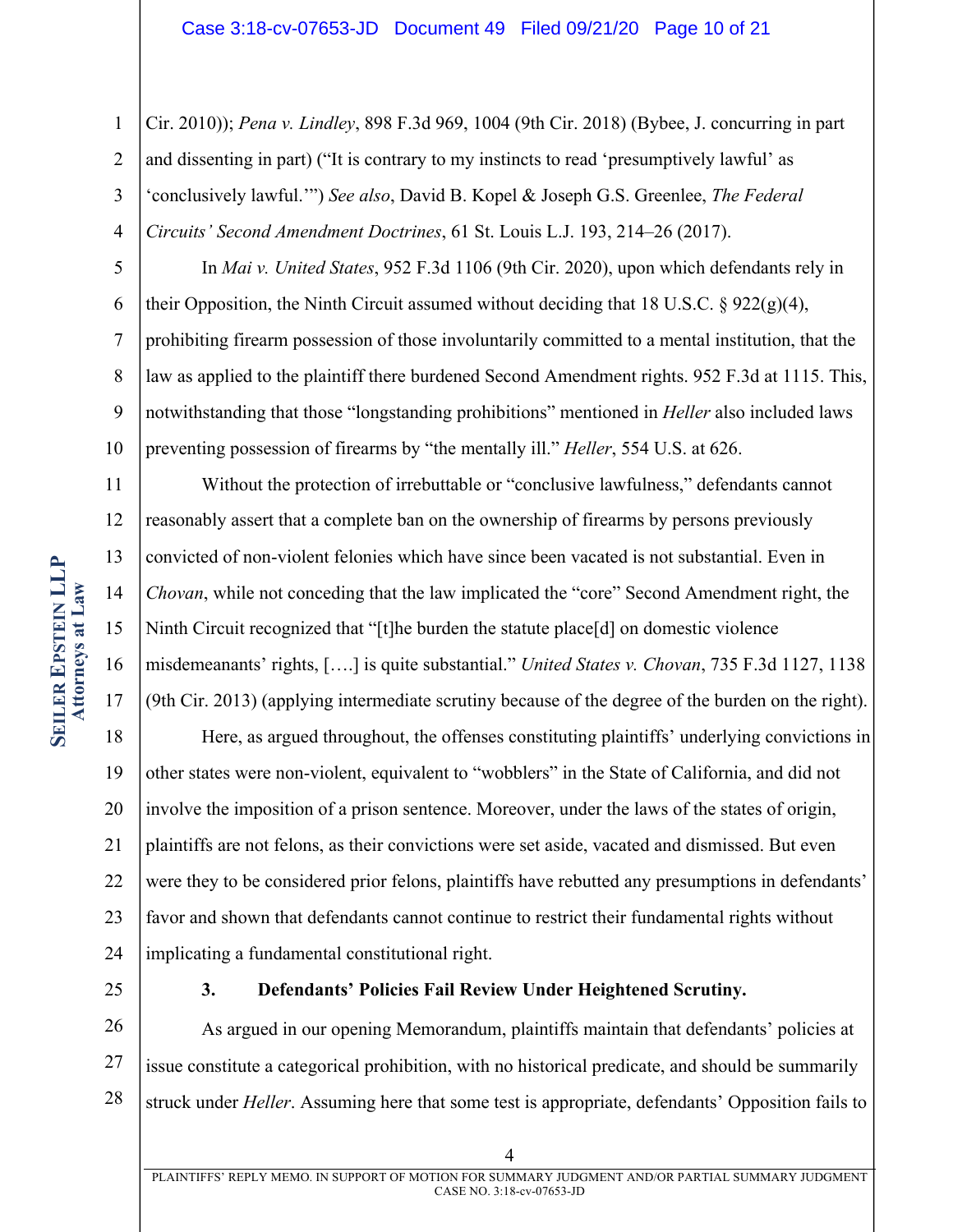Cir. 2010)); *Pena v. Lindley*, 898 F.3d 969, 1004 (9th Cir. 2018) (Bybee, J. concurring in part and dissenting in part) ("It is contrary to my instincts to read 'presumptively lawful' as 'conclusively lawful.'") *See also*, David B. Kopel & Joseph G.S. Greenlee, *The Federal Circuits' Second Amendment Doctrines*, 61 St. Louis L.J. 193, 214–26 (2017).

In *Mai v. United States*, 952 F.3d 1106 (9th Cir. 2020), upon which defendants rely in their Opposition, the Ninth Circuit assumed without deciding that 18 U.S.C. § 922(g)(4), prohibiting firearm possession of those involuntarily committed to a mental institution, that the law as applied to the plaintiff there burdened Second Amendment rights. 952 F.3d at 1115. This, notwithstanding that those "longstanding prohibitions" mentioned in *Heller* also included laws preventing possession of firearms by "the mentally ill." *Heller*, 554 U.S. at 626.

Without the protection of irrebuttable or "conclusive lawfulness," defendants cannot reasonably assert that a complete ban on the ownership of firearms by persons previously convicted of non-violent felonies which have since been vacated is not substantial. Even in *Chovan*, while not conceding that the law implicated the "core" Second Amendment right, the Ninth Circuit recognized that "[t]he burden the statute place[d] on domestic violence misdemeanants' rights, [….] is quite substantial." *United States v. Chovan*, 735 F.3d 1127, 1138 (9th Cir. 2013) (applying intermediate scrutiny because of the degree of the burden on the right).

Here, as argued throughout, the offenses constituting plaintiffs' underlying convictions in other states were non-violent, equivalent to "wobblers" in the State of California, and did not involve the imposition of a prison sentence. Moreover, under the laws of the states of origin, plaintiffs are not felons, as their convictions were set aside, vacated and dismissed. But even were they to be considered prior felons, plaintiffs have rebutted any presumptions in defendants' favor and shown that defendants cannot continue to restrict their fundamental rights without implicating a fundamental constitutional right.

### 3. Defendants' Policies Fail Review Under Heightened Scrutiny.

As argued in our opening Memorandum, plaintiffs maintain that defendants' policies at issue constitute a categorical prohibition, with no historical predicate, and should be summarily struck under *Heller*. Assuming here that some test is appropriate, defendants' Opposition fails to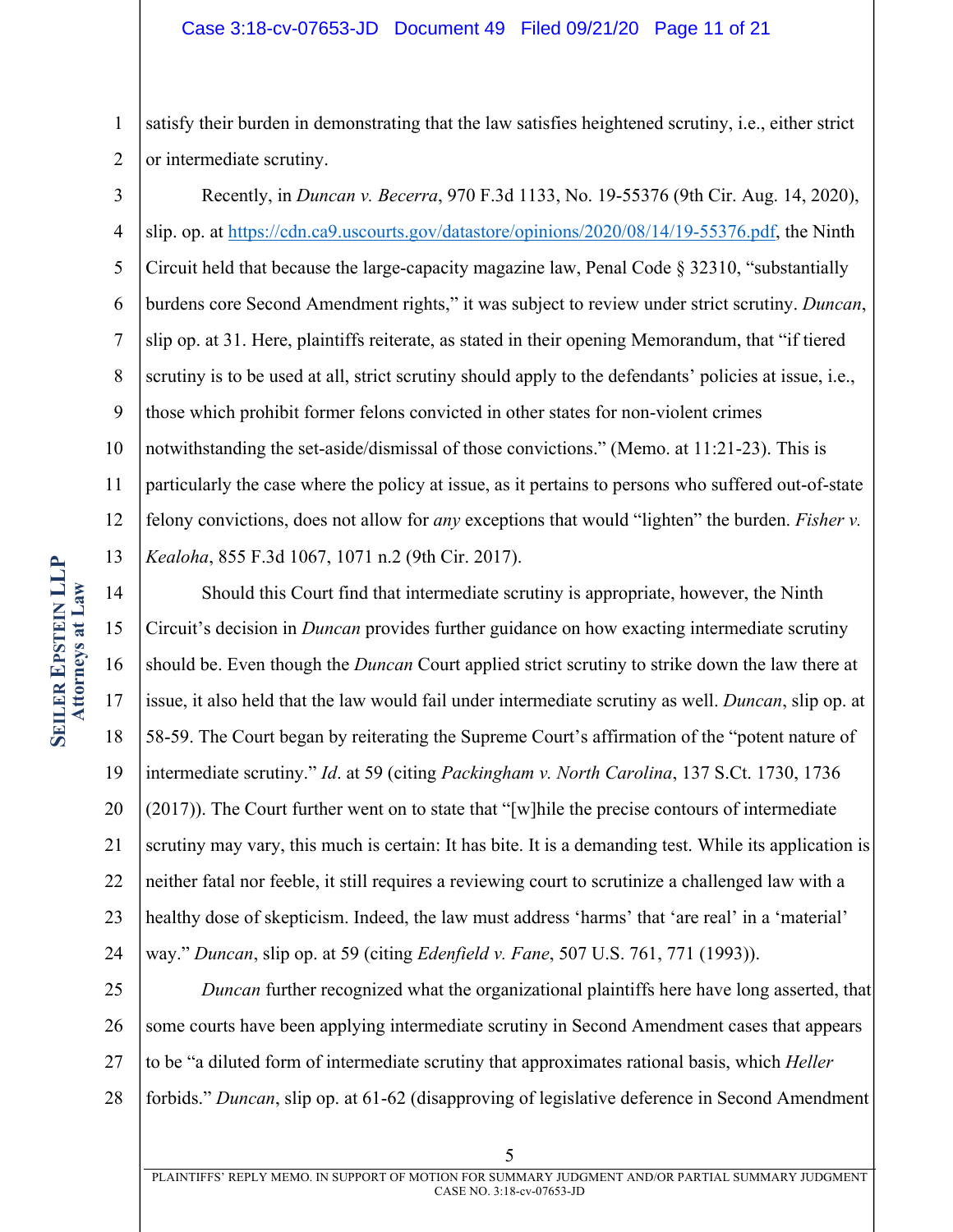satisfy their burden in demonstrating that the law satisfies heightened scrutiny, i.e., either strict or intermediate scrutiny.

Recently, in *Duncan v. Becerra*, 970 F.3d 1133, No. 19-55376 (9th Cir. Aug. 14, 2020), slip. op. at https://cdn.ca9.uscourts.gov/datastore/opinions/2020/08/14/19-55376.pdf, the Ninth Circuit held that because the large-capacity magazine law, Penal Code § 32310, "substantially burdens core Second Amendment rights," it was subject to review under strict scrutiny. *Duncan*, slip op. at 31. Here, plaintiffs reiterate, as stated in their opening Memorandum, that "if tiered scrutiny is to be used at all, strict scrutiny should apply to the defendants' policies at issue, i.e., those which prohibit former felons convicted in other states for non-violent crimes notwithstanding the set-aside/dismissal of those convictions." (Memo. at 11:21-23). This is particularly the case where the policy at issue, as it pertains to persons who suffered out-of-state felony convictions, does not allow for *any* exceptions that would "lighten" the burden. *Fisher v. Kealoha*, 855 F.3d 1067, 1071 n.2 (9th Cir. 2017).

Should this Court find that intermediate scrutiny is appropriate, however, the Ninth Circuit's decision in *Duncan* provides further guidance on how exacting intermediate scrutiny should be. Even though the *Duncan* Court applied strict scrutiny to strike down the law there at issue, it also held that the law would fail under intermediate scrutiny as well. *Duncan*, slip op. at 58-59. The Court began by reiterating the Supreme Court's affirmation of the "potent nature of intermediate scrutiny." *Id*. at 59 (citing *Packingham v. North Carolina*, 137 S.Ct. 1730, 1736 (2017)). The Court further went on to state that "[w]hile the precise contours of intermediate scrutiny may vary, this much is certain: It has bite. It is a demanding test. While its application is neither fatal nor feeble, it still requires a reviewing court to scrutinize a challenged law with a healthy dose of skepticism. Indeed, the law must address 'harms' that 'are real' in a 'material' way." *Duncan*, slip op. at 59 (citing *Edenfield v. Fane*, 507 U.S. 761, 771 (1993)).

*Duncan* further recognized what the organizational plaintiffs here have long asserted, that some courts have been applying intermediate scrutiny in Second Amendment cases that appears to be "a diluted form of intermediate scrutiny that approximates rational basis, which *Heller* forbids." *Duncan*, slip op. at 61-62 (disapproving of legislative deference in Second Amendment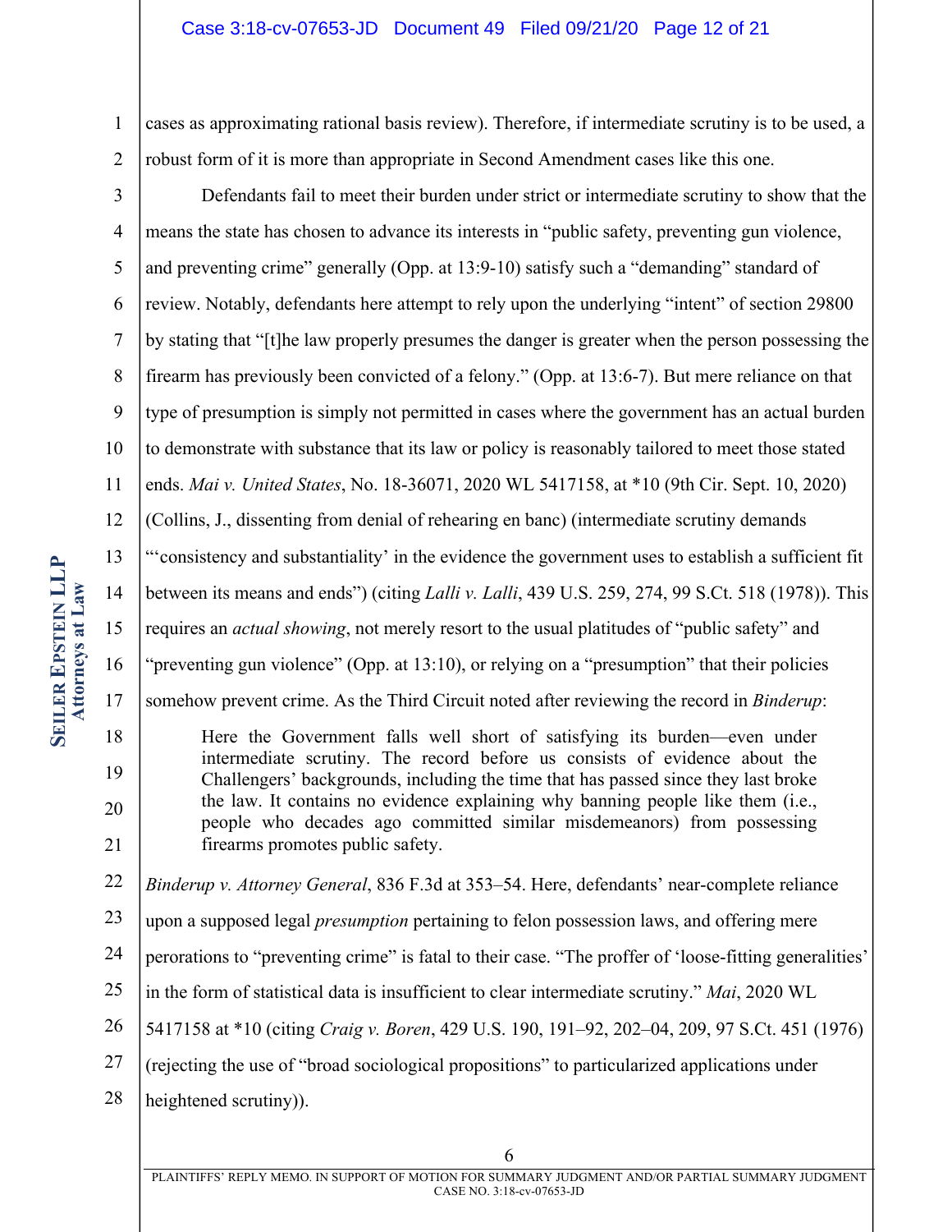cases as approximating rational basis review). Therefore, if intermediate scrutiny is to be used, a robust form of it is more than appropriate in Second Amendment cases like this one.

Defendants fail to meet their burden under strict or intermediate scrutiny to show that the means the state has chosen to advance its interests in "public safety, preventing gun violence, and preventing crime" generally (Opp. at 13:9-10) satisfy such a "demanding" standard of review. Notably, defendants here attempt to rely upon the underlying "intent" of section 29800 by stating that "[t]he law properly presumes the danger is greater when the person possessing the firearm has previously been convicted of a felony." (Opp. at 13:6-7). But mere reliance on that type of presumption is simply not permitted in cases where the government has an actual burden to demonstrate with substance that its law or policy is reasonably tailored to meet those stated ends. *Mai v. United States*, No. 18-36071, 2020 WL 5417158, at *10 (9th Cir. Sept. 10, 2020) (Collins, J., dissenting from denial of rehearing en banc) (intermediate scrutiny demands "'consistency and substantiality' in the evidence the government uses to establish a sufficient fit between its means and ends") (citing *Lalli v. Lalli*, 439 U.S. 259, 274, 99 S.Ct. 518 (1978)). This requires an *actual showing*, not merely resort to the usual platitudes of "public safety" and "preventing gun violence" (Opp. at 13:10), or relying on a "presumption" that their policies somehow prevent crime. As the Third Circuit noted after reviewing the record in *Binderup*:

> Here the Government falls well short of satisfying its burden—even under intermediate scrutiny. The record before us consists of evidence about the Challengers' backgrounds, including the time that has passed since they last broke the law. It contains no evidence explaining why banning people like them (i.e., people who decades ago committed similar misdemeanors) from possessing firearms promotes public safety.

*Binderup v. Attorney General*, 836 F.3d at 353–54. Here, defendants' near-complete reliance upon a supposed legal *presumption* pertaining to felon possession laws, and offering mere perorations to "preventing crime" is fatal to their case. "The proffer of 'loose-fitting generalities' in the form of statistical data is insufficient to clear intermediate scrutiny." *Mai*, 2020 WL 5417158 at *10 (citing *Craig v. Boren*, 429 U.S. 190, 191–92, 202–04, 209, 97 S.Ct. 451 (1976) (rejecting the use of "broad sociological propositions" to particularized applications under heightened scrutiny)).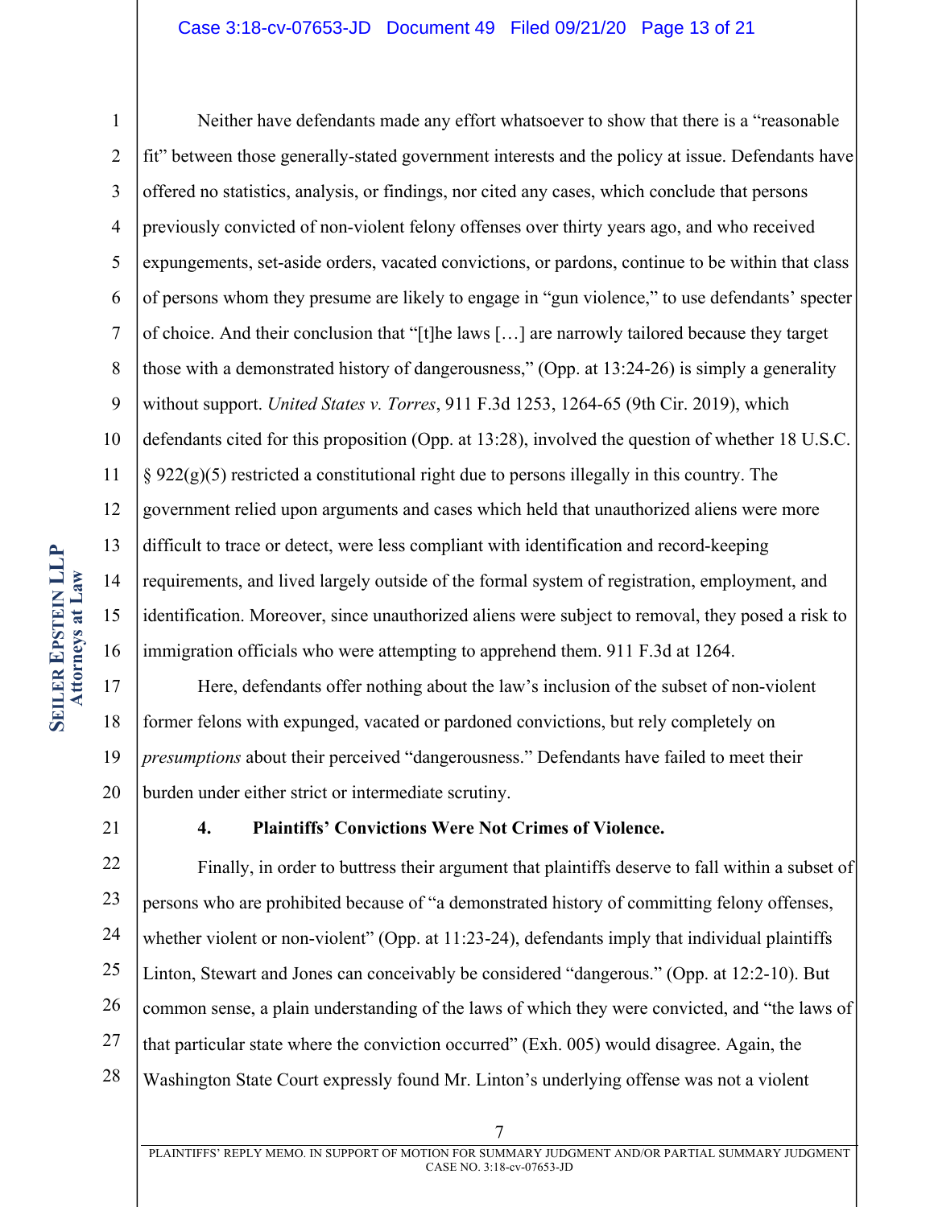Neither have defendants made any effort whatsoever to show that there is a "reasonable fit" between those generally-stated government interests and the policy at issue. Defendants have offered no statistics, analysis, or findings, nor cited any cases, which conclude that persons previously convicted of non-violent felony offenses over thirty years ago, and who received expungements, set-aside orders, vacated convictions, or pardons, continue to be within that class of persons whom they presume are likely to engage in "gun violence," to use defendants' specter of choice. And their conclusion that "[t]he laws […] are narrowly tailored because they target those with a demonstrated history of dangerousness," (Opp. at 13:24-26) is simply a generality without support. *United States v. Torres*, 911 F.3d 1253, 1264-65 (9th Cir. 2019), which defendants cited for this proposition (Opp. at 13:28), involved the question of whether 18 U.S.C. § 922(g)(5) restricted a constitutional right due to persons illegally in this country. The government relied upon arguments and cases which held that unauthorized aliens were more difficult to trace or detect, were less compliant with identification and record-keeping requirements, and lived largely outside of the formal system of registration, employment, and identification. Moreover, since unauthorized aliens were subject to removal, they posed a risk to immigration officials who were attempting to apprehend them. 911 F.3d at 1264.

Here, defendants offer nothing about the law's inclusion of the subset of non-violent former felons with expunged, vacated or pardoned convictions, but rely completely on *presumptions* about their perceived "dangerousness." Defendants have failed to meet their burden under either strict or intermediate scrutiny.

### 4. Plaintiffs' Convictions Were Not Crimes of Violence.

Finally, in order to buttress their argument that plaintiffs deserve to fall within a subset of persons who are prohibited because of "a demonstrated history of committing felony offenses, whether violent or non-violent" (Opp. at 11:23-24), defendants imply that individual plaintiffs Linton, Stewart and Jones can conceivably be considered "dangerous." (Opp. at 12:2-10). But common sense, a plain understanding of the laws of which they were convicted, and "the laws of that particular state where the conviction occurred" (Exh. 005) would disagree. Again, the Washington State Court expressly found Mr. Linton's underlying offense was not a violent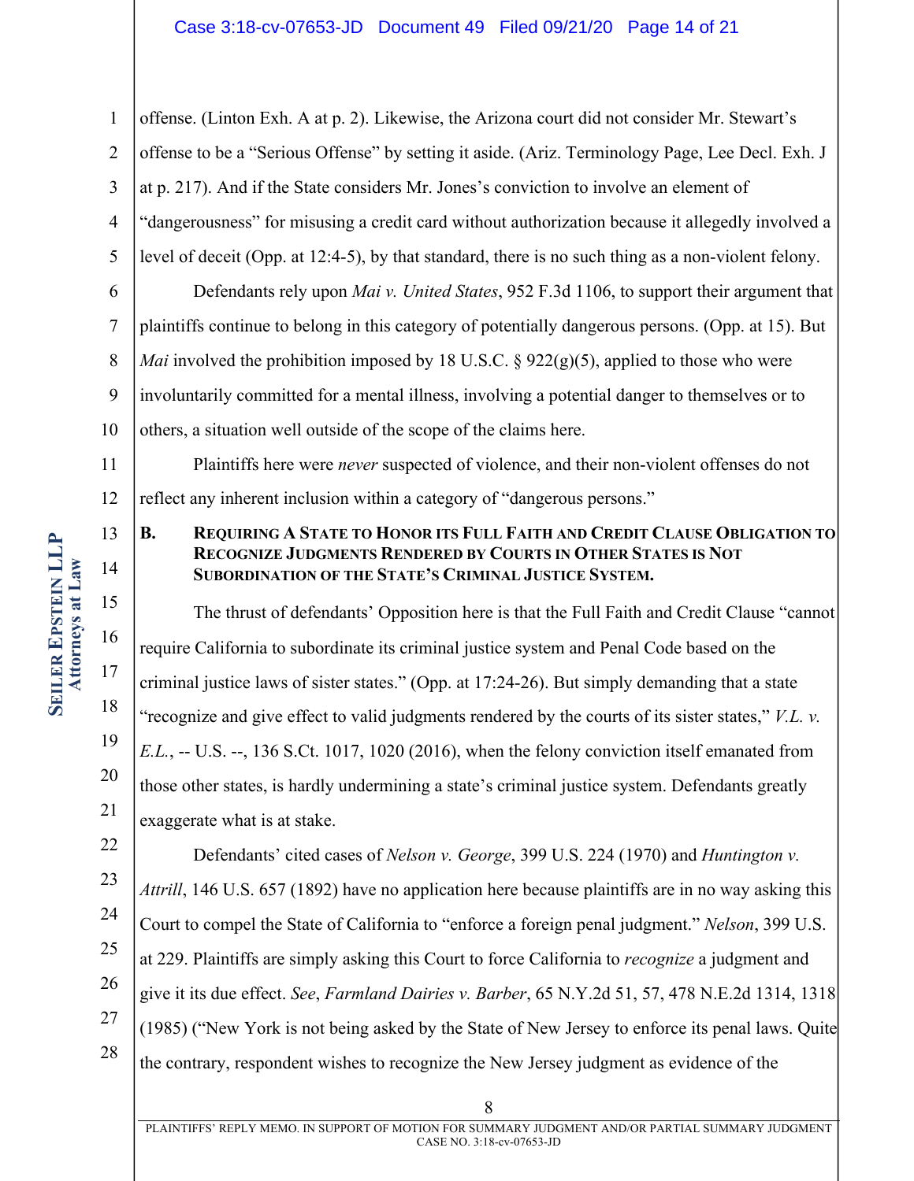offense. (Linton Exh. A at p. 2). Likewise, the Arizona court did not consider Mr. Stewart's offense to be a "Serious Offense" by setting it aside. (Ariz. Terminology Page, Lee Decl. Exh. J at p. 217). And if the State considers Mr. Jones's conviction to involve an element of "dangerousness" for misusing a credit card without authorization because it allegedly involved a level of deceit (Opp. at 12:4-5), by that standard, there is no such thing as a non-violent felony.

Defendants rely upon *Mai v. United States*, 952 F.3d 1106, to support their argument that plaintiffs continue to belong in this category of potentially dangerous persons. (Opp. at 15). But *Mai* involved the prohibition imposed by 18 U.S.C. § 922(g)(5), applied to those who were involuntarily committed for a mental illness, involving a potential danger to themselves or to others, a situation well outside of the scope of the claims here.

Plaintiffs here were *never* suspected of violence, and their non-violent offenses do not reflect any inherent inclusion within a category of "dangerous persons."

### B. REQUIRING A STATE TO HONOR ITS FULL FAITH AND CREDIT CLAUSE OBLIGATION TO RECOGNIZE JUDGMENTS RENDERED BY COURTS IN OTHER STATES IS NOT SUBORDINATION OF THE STATE'S CRIMINAL JUSTICE SYSTEM.

The thrust of defendants' Opposition here is that the Full Faith and Credit Clause "cannot require California to subordinate its criminal justice system and Penal Code based on the criminal justice laws of sister states." (Opp. at 17:24-26). But simply demanding that a state "recognize and give effect to valid judgments rendered by the courts of its sister states," *V.L. v. E.L.*, -- U.S. --, 136 S.Ct. 1017, 1020 (2016), when the felony conviction itself emanated from those other states, is hardly undermining a state's criminal justice system. Defendants greatly exaggerate what is at stake.

Defendants' cited cases of *Nelson v. George*, 399 U.S. 224 (1970) and *Huntington v. Attrill*, 146 U.S. 657 (1892) have no application here because plaintiffs are in no way asking this Court to compel the State of California to "enforce a foreign penal judgment." *Nelson*, 399 U.S. at 229. Plaintiffs are simply asking this Court to force California to *recognize* a judgment and give it its due effect. *See*, *Farmland Dairies v. Barber*, 65 N.Y.2d 51, 57, 478 N.E.2d 1314, 1318 (1985) ("New York is not being asked by the State of New Jersey to enforce its penal laws. Quite the contrary, respondent wishes to recognize the New Jersey judgment as evidence of the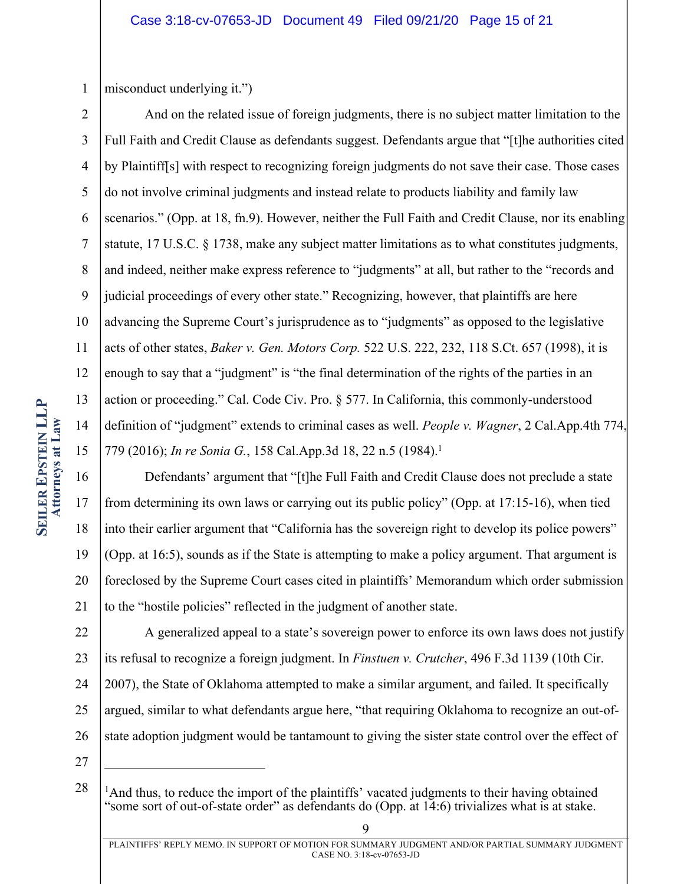misconduct underlying it.")

And on the related issue of foreign judgments, there is no subject matter limitation to the Full Faith and Credit Clause as defendants suggest. Defendants argue that "[t]he authorities cited by Plaintiff[s] with respect to recognizing foreign judgments do not save their case. Those cases do not involve criminal judgments and instead relate to products liability and family law scenarios." (Opp. at 18, fn.9). However, neither the Full Faith and Credit Clause, nor its enabling statute, 17 U.S.C. § 1738, make any subject matter limitations as to what constitutes judgments, and indeed, neither make express reference to "judgments" at all, but rather to the "records and judicial proceedings of every other state." Recognizing, however, that plaintiffs are here advancing the Supreme Court's jurisprudence as to "judgments" as opposed to the legislative acts of other states, *Baker v. Gen. Motors Corp.* 522 U.S. 222, 232, 118 S.Ct. 657 (1998), it is enough to say that a "judgment" is "the final determination of the rights of the parties in an action or proceeding." Cal. Code Civ. Pro. § 577. In California, this commonly-understood definition of "judgment" extends to criminal cases as well. *People v. Wagner*, 2 Cal.App.4th 774, 779 (2016); *In re Sonia G.*, 158 Cal.App.3d 18, 22 n.5 (1984).[1]

Defendants' argument that "[t]he Full Faith and Credit Clause does not preclude a state from determining its own laws or carrying out its public policy" (Opp. at 17:15-16), when tied into their earlier argument that "California has the sovereign right to develop its police powers" (Opp. at 16:5), sounds as if the State is attempting to make a policy argument. That argument is foreclosed by the Supreme Court cases cited in plaintiffs' Memorandum which order submission to the "hostile policies" reflected in the judgment of another state.

A generalized appeal to a state's sovereign power to enforce its own laws does not justify its refusal to recognize a foreign judgment. In *Finstuen v. Crutcher*, 496 F.3d 1139 (10th Cir. 2007), the State of Oklahoma attempted to make a similar argument, and failed. It specifically argued, similar to what defendants argue here, "that requiring Oklahoma to recognize an out-of-state adoption judgment would be tantamount to giving the sister state control over the effect of

---

[1]And thus, to reduce the import of the plaintiffs' vacated judgments to their having obtained "some sort of out-of-state order" as defendants do (Opp. at 14:6) trivializes what is at stake.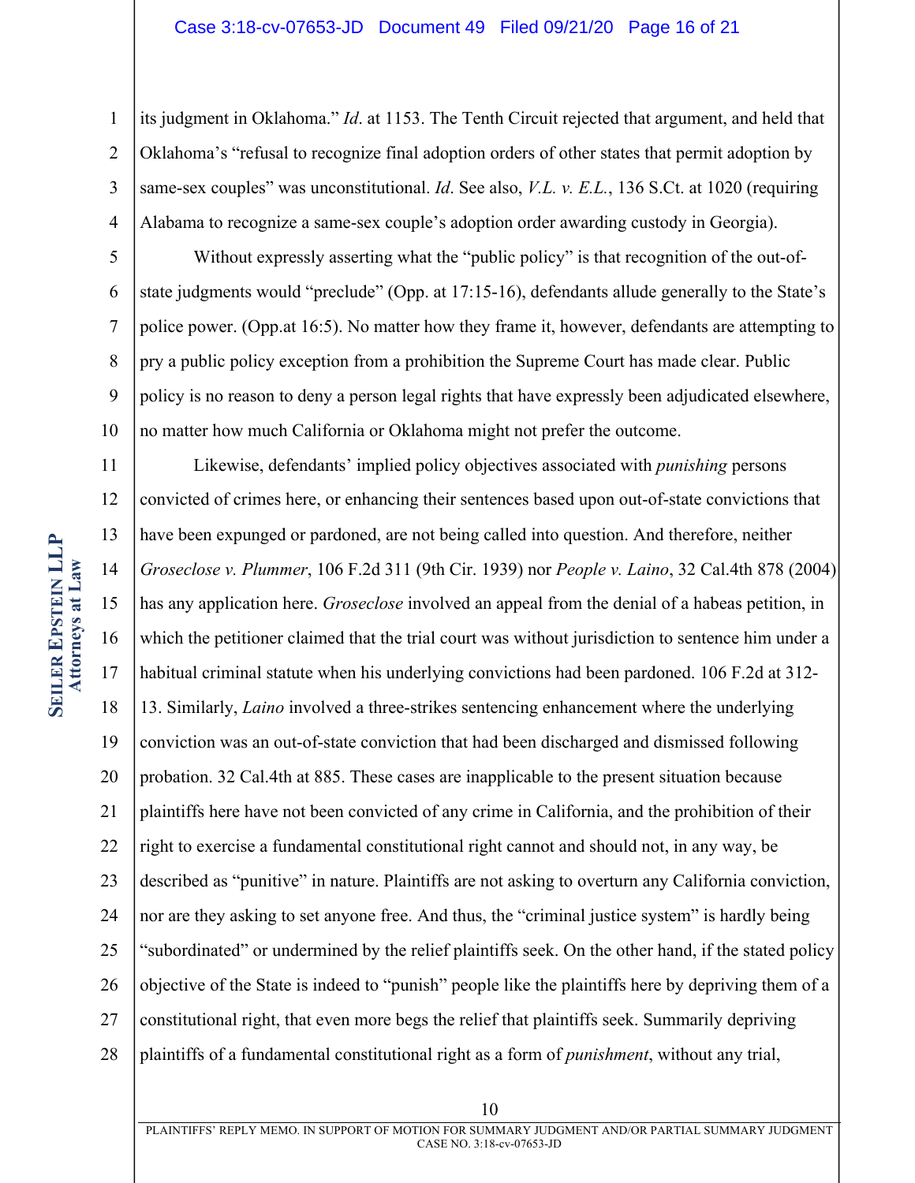its judgment in Oklahoma." *Id*. at 1153. The Tenth Circuit rejected that argument, and held that Oklahoma's "refusal to recognize final adoption orders of other states that permit adoption by same-sex couples" was unconstitutional. *Id*. See also, *V.L. v. E.L.*, 136 S.Ct. at 1020 (requiring Alabama to recognize a same-sex couple's adoption order awarding custody in Georgia).

Without expressly asserting what the "public policy" is that recognition of the out-of-state judgments would "preclude" (Opp. at 17:15-16), defendants allude generally to the State's police power. (Opp.at 16:5). No matter how they frame it, however, defendants are attempting to pry a public policy exception from a prohibition the Supreme Court has made clear. Public policy is no reason to deny a person legal rights that have expressly been adjudicated elsewhere, no matter how much California or Oklahoma might not prefer the outcome.

Likewise, defendants' implied policy objectives associated with *punishing* persons convicted of crimes here, or enhancing their sentences based upon out-of-state convictions that have been expunged or pardoned, are not being called into question. And therefore, neither *Groseclose v. Plummer*, 106 F.2d 311 (9th Cir. 1939) nor *People v. Laino*, 32 Cal.4th 878 (2004) has any application here. *Groseclose* involved an appeal from the denial of a habeas petition, in which the petitioner claimed that the trial court was without jurisdiction to sentence him under a habitual criminal statute when his underlying convictions had been pardoned. 106 F.2d at 312-13. Similarly, *Laino* involved a three-strikes sentencing enhancement where the underlying conviction was an out-of-state conviction that had been discharged and dismissed following probation. 32 Cal.4th at 885. These cases are inapplicable to the present situation because plaintiffs here have not been convicted of any crime in California, and the prohibition of their right to exercise a fundamental constitutional right cannot and should not, in any way, be described as "punitive" in nature. Plaintiffs are not asking to overturn any California conviction, nor are they asking to set anyone free. And thus, the "criminal justice system" is hardly being "subordinated" or undermined by the relief plaintiffs seek. On the other hand, if the stated policy objective of the State is indeed to "punish" people like the plaintiffs here by depriving them of a constitutional right, that even more begs the relief that plaintiffs seek. Summarily depriving plaintiffs of a fundamental constitutional right as a form of *punishment*, without any trial,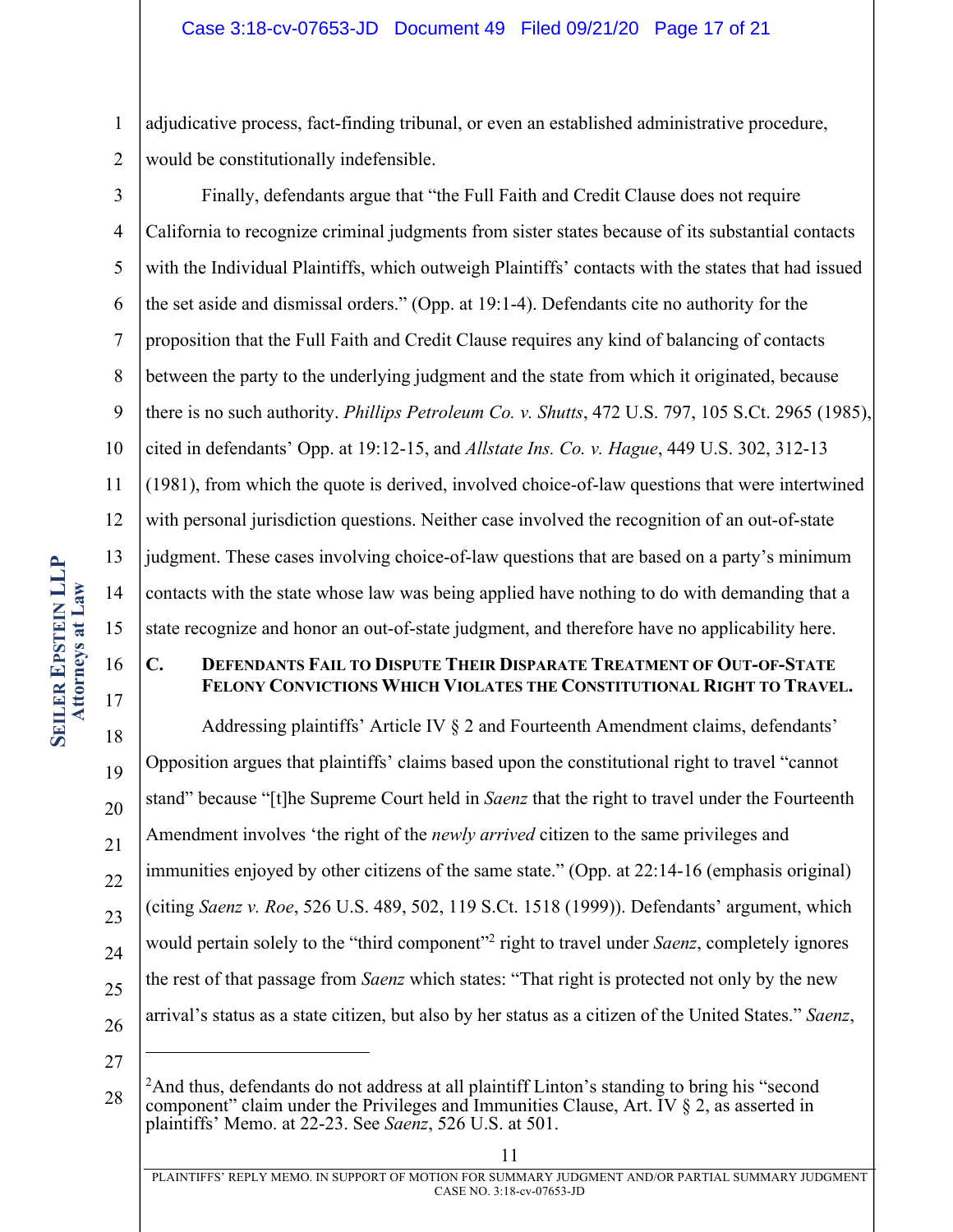adjudicative process, fact-finding tribunal, or even an established administrative procedure, would be constitutionally indefensible.

Finally, defendants argue that "the Full Faith and Credit Clause does not require California to recognize criminal judgments from sister states because of its substantial contacts with the Individual Plaintiffs, which outweigh Plaintiffs' contacts with the states that had issued the set aside and dismissal orders." (Opp. at 19:1-4). Defendants cite no authority for the proposition that the Full Faith and Credit Clause requires any kind of balancing of contacts between the party to the underlying judgment and the state from which it originated, because there is no such authority. *Phillips Petroleum Co. v. Shutts*, 472 U.S. 797, 105 S.Ct. 2965 (1985), cited in defendants' Opp. at 19:12-15, and *Allstate Ins. Co. v. Hague*, 449 U.S. 302, 312-13 (1981), from which the quote is derived, involved choice-of-law questions that were intertwined with personal jurisdiction questions. Neither case involved the recognition of an out-of-state judgment. These cases involving choice-of-law questions that are based on a party's minimum contacts with the state whose law was being applied have nothing to do with demanding that a state recognize and honor an out-of-state judgment, and therefore have no applicability here.

### C. DEFENDANTS FAIL TO DISPUTE THEIR DISPARATE TREATMENT OF OUT-OF-STATE FELONY CONVICTIONS WHICH VIOLATES THE CONSTITUTIONAL RIGHT TO TRAVEL.

Addressing plaintiffs' Article IV § 2 and Fourteenth Amendment claims, defendants' Opposition argues that plaintiffs' claims based upon the constitutional right to travel "cannot stand" because "[t]he Supreme Court held in *Saenz* that the right to travel under the Fourteenth Amendment involves 'the right of the *newly arrived* citizen to the same privileges and immunities enjoyed by other citizens of the same state." (Opp. at 22:14-16 (emphasis original) (citing *Saenz v. Roe*, 526 U.S. 489, 502, 119 S.Ct. 1518 (1999)). Defendants' argument, which would pertain solely to the "third component"[2] right to travel under *Saenz*, completely ignores the rest of that passage from *Saenz* which states: "That right is protected not only by the new arrival's status as a state citizen, but also by her status as a citizen of the United States." *Saenz*,

---

[2]And thus, defendants do not address at all plaintiff Linton's standing to bring his "second component" claim under the Privileges and Immunities Clause, Art. IV § 2, as asserted in plaintiffs' Memo. at 22-23. See *Saenz*, 526 U.S. at 501.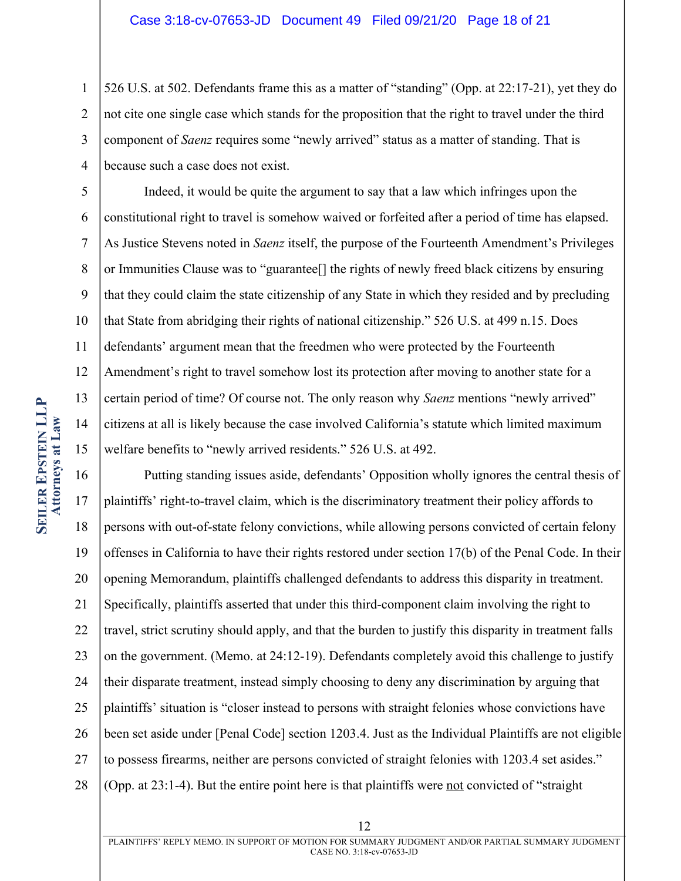526 U.S. at 502. Defendants frame this as a matter of "standing" (Opp. at 22:17-21), yet they do not cite one single case which stands for the proposition that the right to travel under the third component of *Saenz* requires some "newly arrived" status as a matter of standing. That is because such a case does not exist.

Indeed, it would be quite the argument to say that a law which infringes upon the constitutional right to travel is somehow waived or forfeited after a period of time has elapsed. As Justice Stevens noted in *Saenz* itself, the purpose of the Fourteenth Amendment's Privileges or Immunities Clause was to "guarantee[] the rights of newly freed black citizens by ensuring that they could claim the state citizenship of any State in which they resided and by precluding that State from abridging their rights of national citizenship." 526 U.S. at 499 n.15. Does defendants' argument mean that the freedmen who were protected by the Fourteenth Amendment's right to travel somehow lost its protection after moving to another state for a certain period of time? Of course not. The only reason why *Saenz* mentions "newly arrived" citizens at all is likely because the case involved California's statute which limited maximum welfare benefits to "newly arrived residents." 526 U.S. at 492.

Putting standing issues aside, defendants' Opposition wholly ignores the central thesis of plaintiffs' right-to-travel claim, which is the discriminatory treatment their policy affords to persons with out-of-state felony convictions, while allowing persons convicted of certain felony offenses in California to have their rights restored under section 17(b) of the Penal Code. In their opening Memorandum, plaintiffs challenged defendants to address this disparity in treatment. Specifically, plaintiffs asserted that under this third-component claim involving the right to travel, strict scrutiny should apply, and that the burden to justify this disparity in treatment falls on the government. (Memo. at 24:12-19). Defendants completely avoid this challenge to justify their disparate treatment, instead simply choosing to deny any discrimination by arguing that plaintiffs' situation is "closer instead to persons with straight felonies whose convictions have been set aside under [Penal Code] section 1203.4. Just as the Individual Plaintiffs are not eligible to possess firearms, neither are persons convicted of straight felonies with 1203.4 set asides." (Opp. at 23:1-4). But the entire point here is that plaintiffs were <u>not</u> convicted of "straight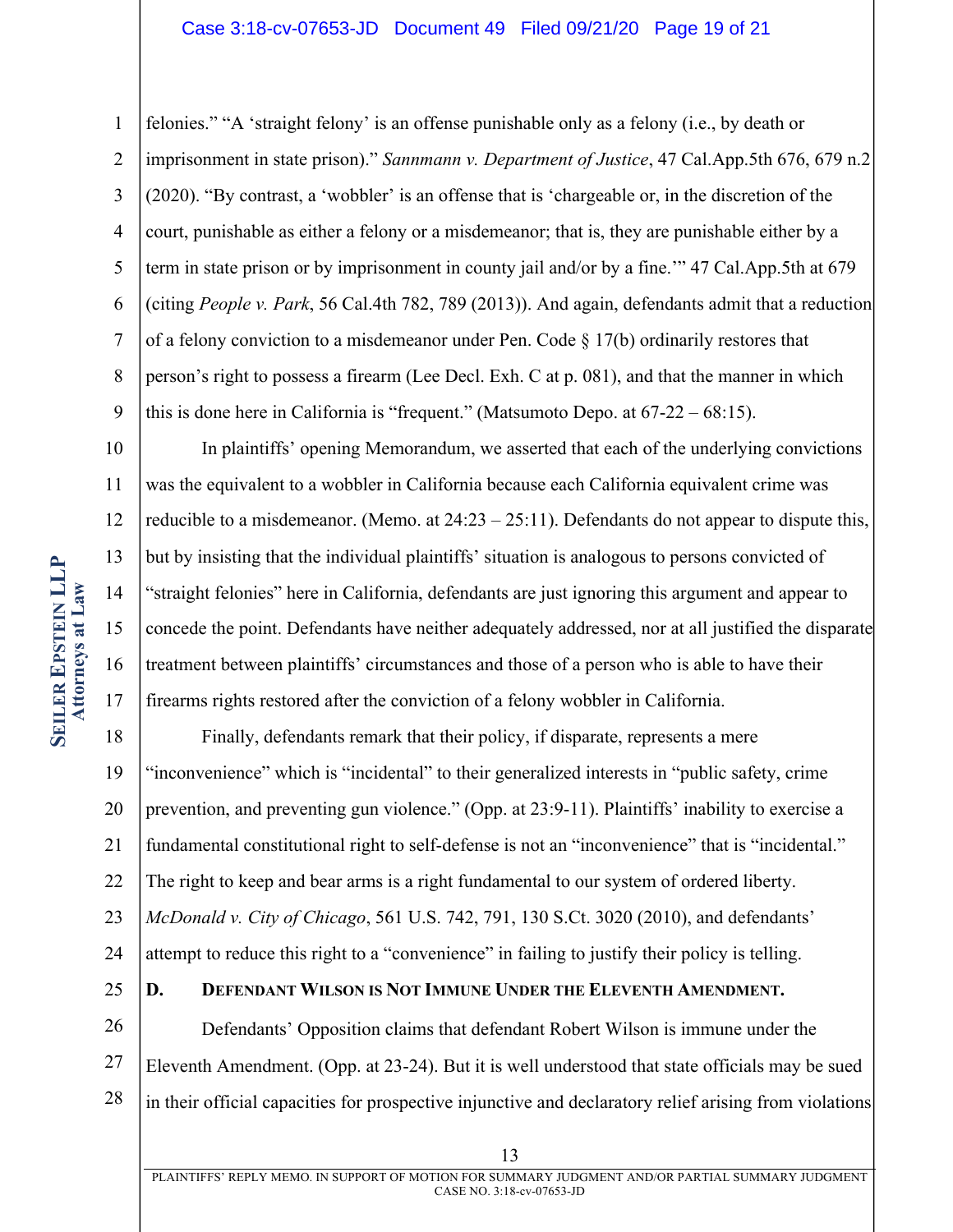felonies." "A 'straight felony' is an offense punishable only as a felony (i.e., by death or imprisonment in state prison)." *Sannmann v. Department of Justice*, 47 Cal.App.5th 676, 679 n.2 (2020). "By contrast, a 'wobbler' is an offense that is 'chargeable or, in the discretion of the court, punishable as either a felony or a misdemeanor; that is, they are punishable either by a term in state prison or by imprisonment in county jail and/or by a fine.'" 47 Cal.App.5th at 679 (citing *People v. Park*, 56 Cal.4th 782, 789 (2013)). And again, defendants admit that a reduction of a felony conviction to a misdemeanor under Pen. Code § 17(b) ordinarily restores that person's right to possess a firearm (Lee Decl. Exh. C at p. 081), and that the manner in which this is done here in California is "frequent." (Matsumoto Depo. at 67-22 – 68:15).

In plaintiffs' opening Memorandum, we asserted that each of the underlying convictions was the equivalent to a wobbler in California because each California equivalent crime was reducible to a misdemeanor. (Memo. at 24:23 – 25:11). Defendants do not appear to dispute this, but by insisting that the individual plaintiffs' situation is analogous to persons convicted of "straight felonies" here in California, defendants are just ignoring this argument and appear to concede the point. Defendants have neither adequately addressed, nor at all justified the disparate treatment between plaintiffs' circumstances and those of a person who is able to have their firearms rights restored after the conviction of a felony wobbler in California.

Finally, defendants remark that their policy, if disparate, represents a mere "inconvenience" which is "incidental" to their generalized interests in "public safety, crime prevention, and preventing gun violence." (Opp. at 23:9-11). Plaintiffs' inability to exercise a fundamental constitutional right to self-defense is not an "inconvenience" that is "incidental." The right to keep and bear arms is a right fundamental to our system of ordered liberty. *McDonald v. City of Chicago*, 561 U.S. 742, 791, 130 S.Ct. 3020 (2010), and defendants' attempt to reduce this right to a "convenience" in failing to justify their policy is telling.

### D. DEFENDANT WILSON IS NOT IMMUNE UNDER THE ELEVENTH AMENDMENT.

Defendants' Opposition claims that defendant Robert Wilson is immune under the Eleventh Amendment. (Opp. at 23-24). But it is well understood that state officials may be sued in their official capacities for prospective injunctive and declaratory relief arising from violations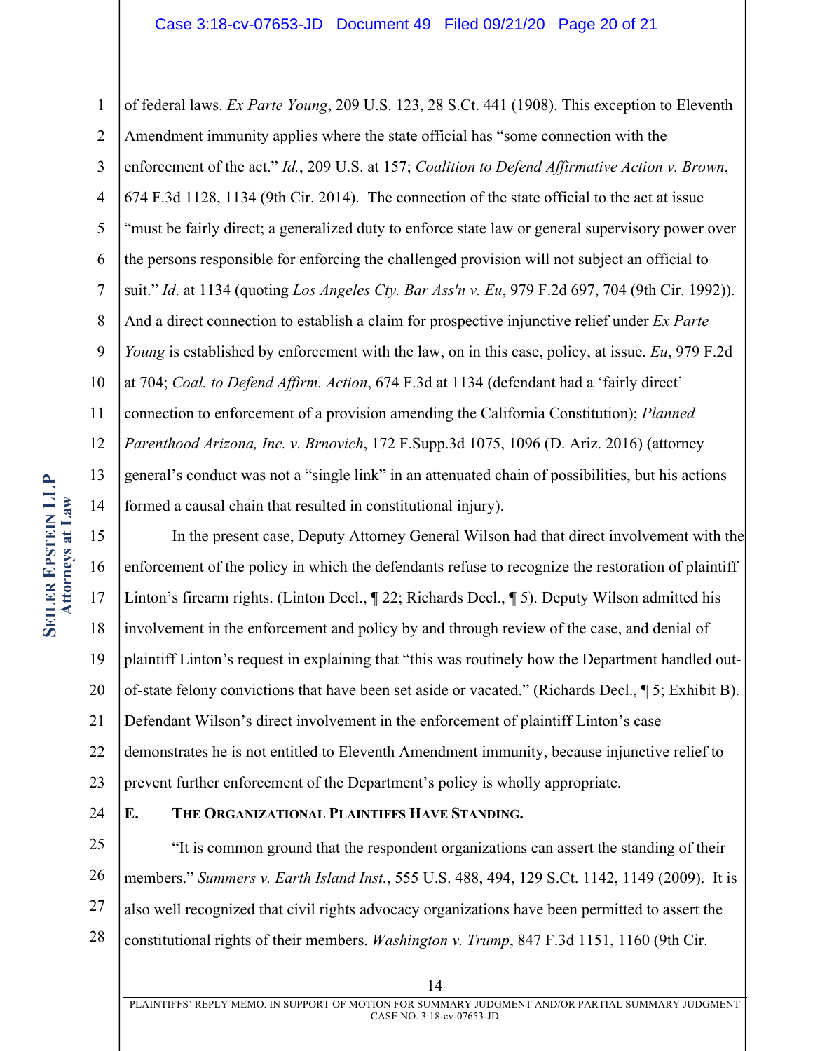of federal laws. *Ex Parte Young*, 209 U.S. 123, 28 S.Ct. 441 (1908). This exception to Eleventh Amendment immunity applies where the state official has "some connection with the enforcement of the act." *Id.*, 209 U.S. at 157; *Coalition to Defend Affirmative Action v. Brown*, 674 F.3d 1128, 1134 (9th Cir. 2014). The connection of the state official to the act at issue "must be fairly direct; a generalized duty to enforce state law or general supervisory power over the persons responsible for enforcing the challenged provision will not subject an official to suit." *Id*. at 1134 (quoting *Los Angeles Cty. Bar Ass'n v. Eu*, 979 F.2d 697, 704 (9th Cir. 1992)). And a direct connection to establish a claim for prospective injunctive relief under *Ex Parte Young* is established by enforcement with the law, on in this case, policy, at issue. *Eu*, 979 F.2d at 704; *Coal. to Defend Affirm. Action*, 674 F.3d at 1134 (defendant had a 'fairly direct' connection to enforcement of a provision amending the California Constitution); *Planned Parenthood Arizona, Inc. v. Brnovich*, 172 F.Supp.3d 1075, 1096 (D. Ariz. 2016) (attorney general's conduct was not a "single link" in an attenuated chain of possibilities, but his actions formed a causal chain that resulted in constitutional injury).

In the present case, Deputy Attorney General Wilson had that direct involvement with the enforcement of the policy in which the defendants refuse to recognize the restoration of plaintiff Linton's firearm rights. (Linton Decl., ¶ 22; Richards Decl., ¶ 5). Deputy Wilson admitted his involvement in the enforcement and policy by and through review of the case, and denial of plaintiff Linton's request in explaining that "this was routinely how the Department handled out-of-state felony convictions that have been set aside or vacated." (Richards Decl., ¶ 5; Exhibit B). Defendant Wilson's direct involvement in the enforcement of plaintiff Linton's case demonstrates he is not entitled to Eleventh Amendment immunity, because injunctive relief to prevent further enforcement of the Department's policy is wholly appropriate.

### E. THE ORGANIZATIONAL PLAINTIFFS HAVE STANDING.

"It is common ground that the respondent organizations can assert the standing of their members." *Summers v. Earth Island Inst.*, 555 U.S. 488, 494, 129 S.Ct. 1142, 1149 (2009). It is also well recognized that civil rights advocacy organizations have been permitted to assert the constitutional rights of their members. *Washington v. Trump*, 847 F.3d 1151, 1160 (9th Cir.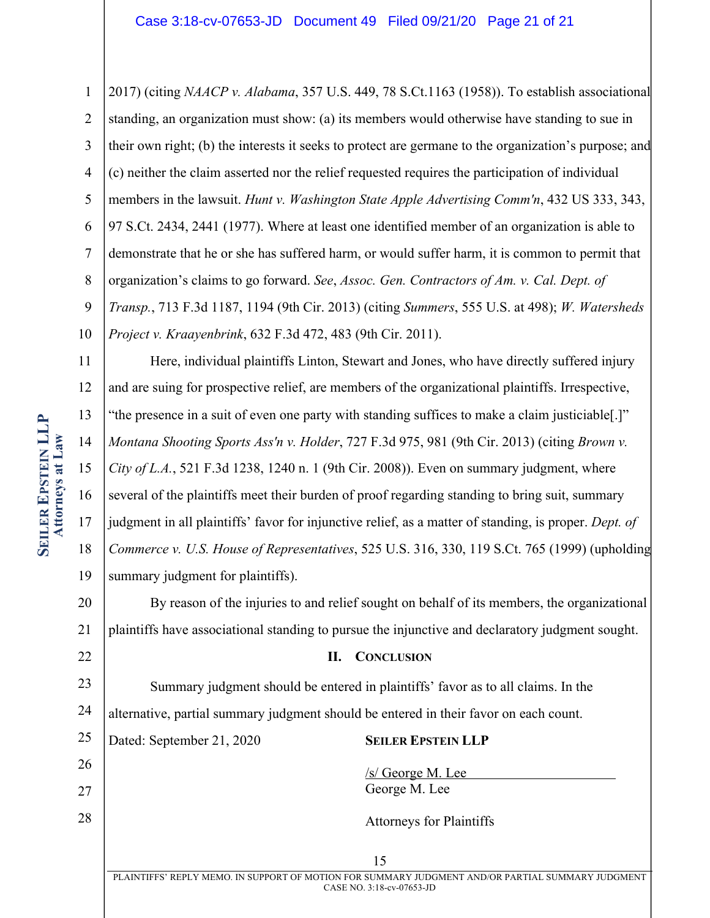2017) (citing *NAACP v. Alabama*, 357 U.S. 449, 78 S.Ct.1163 (1958)). To establish associational standing, an organization must show: (a) its members would otherwise have standing to sue in their own right; (b) the interests it seeks to protect are germane to the organization's purpose; and (c) neither the claim asserted nor the relief requested requires the participation of individual members in the lawsuit. *Hunt v. Washington State Apple Advertising Comm'n*, 432 US 333, 343, 97 S.Ct. 2434, 2441 (1977). Where at least one identified member of an organization is able to demonstrate that he or she has suffered harm, or would suffer harm, it is common to permit that organization's claims to go forward. *See*, *Assoc. Gen. Contractors of Am. v. Cal. Dept. of Transp.*, 713 F.3d 1187, 1194 (9th Cir. 2013) (citing *Summers*, 555 U.S. at 498); *W. Watersheds Project v. Kraayenbrink*, 632 F.3d 472, 483 (9th Cir. 2011).

Here, individual plaintiffs Linton, Stewart and Jones, who have directly suffered injury and are suing for prospective relief, are members of the organizational plaintiffs. Irrespective, "the presence in a suit of even one party with standing suffices to make a claim justiciable[.]" *Montana Shooting Sports Ass'n v. Holder*, 727 F.3d 975, 981 (9th Cir. 2013) (citing *Brown v. City of L.A.*, 521 F.3d 1238, 1240 n. 1 (9th Cir. 2008)). Even on summary judgment, where several of the plaintiffs meet their burden of proof regarding standing to bring suit, summary judgment in all plaintiffs' favor for injunctive relief, as a matter of standing, is proper. *Dept. of Commerce v. U.S. House of Representatives*, 525 U.S. 316, 330, 119 S.Ct. 765 (1999) (upholding summary judgment for plaintiffs).

By reason of the injuries to and relief sought on behalf of its members, the organizational plaintiffs have associational standing to pursue the injunctive and declaratory judgment sought.

## II. Conclusion

Summary judgment should be entered in plaintiffs' favor as to all claims. In the alternative, partial summary judgment should be entered in their favor on each count.

Dated: September 21, 2020

**Seiler Epstein LLP**

/s/ George M. Lee
George M. Lee

Attorneys for Plaintiffs